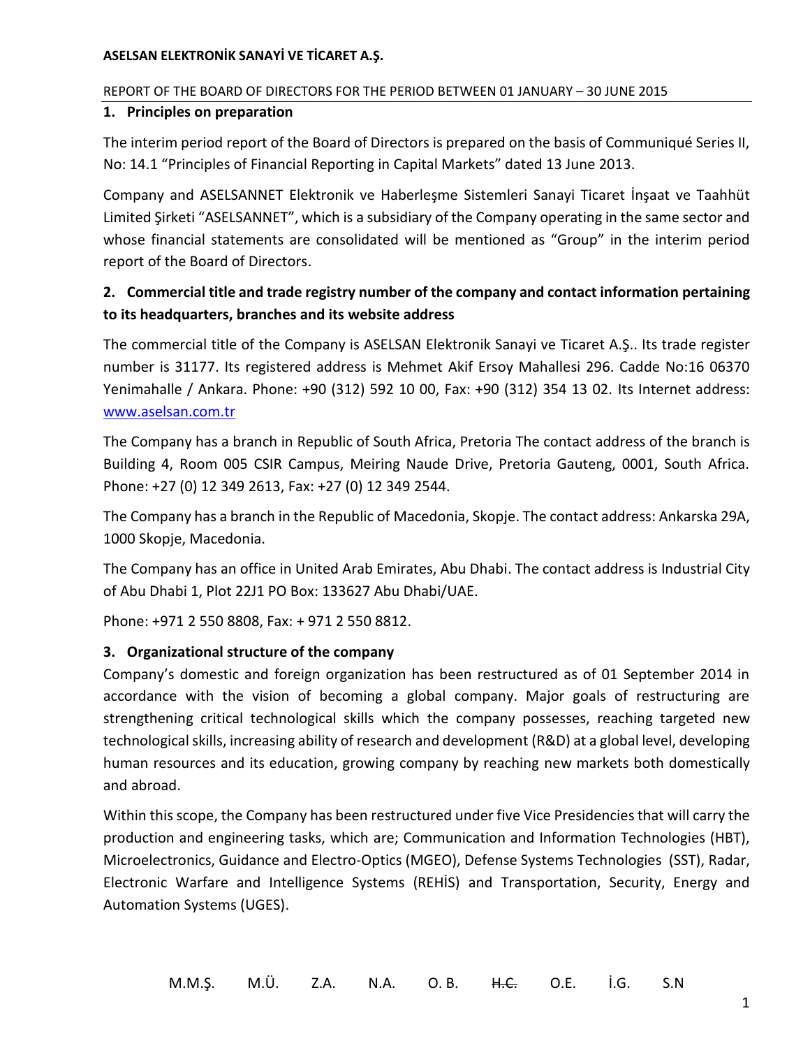**ASELSAN ELEKTRONİK SANAYİ VE TİCARET A.Ş.**

REPORT OF THE BOARD OF DIRECTORS FOR THE PERIOD BETWEEN 01 JANUARY – 30 JUNE 2015

## 1. Principles on preparation

The interim period report of the Board of Directors is prepared on the basis of Communiqué Series II, No: 14.1 "Principles of Financial Reporting in Capital Markets" dated 13 June 2013.

Company and ASELSANNET Elektronik ve Haberleşme Sistemleri Sanayi Ticaret İnşaat ve Taahhüt Limited Şirketi "ASELSANNET", which is a subsidiary of the Company operating in the same sector and whose financial statements are consolidated will be mentioned as "Group" in the interim period report of the Board of Directors.

## 2. Commercial title and trade registry number of the company and contact information pertaining to its headquarters, branches and its website address

The commercial title of the Company is ASELSAN Elektronik Sanayi ve Ticaret A.Ş.. Its trade register number is 31177. Its registered address is Mehmet Akif Ersoy Mahallesi 296. Cadde No:16 06370 Yenimahalle / Ankara. Phone: +90 (312) 592 10 00, Fax: +90 (312) 354 13 02. Its Internet address: www.aselsan.com.tr

The Company has a branch in Republic of South Africa, Pretoria The contact address of the branch is Building 4, Room 005 CSIR Campus, Meiring Naude Drive, Pretoria Gauteng, 0001, South Africa. Phone: +27 (0) 12 349 2613, Fax: +27 (0) 12 349 2544.

The Company has a branch in the Republic of Macedonia, Skopje. The contact address: Ankarska 29A, 1000 Skopje, Macedonia.

The Company has an office in United Arab Emirates, Abu Dhabi. The contact address is Industrial City of Abu Dhabi 1, Plot 22J1 PO Box: 133627 Abu Dhabi/UAE.

Phone: +971 2 550 8808, Fax: + 971 2 550 8812.

## 3. Organizational structure of the company

Company's domestic and foreign organization has been restructured as of 01 September 2014 in accordance with the vision of becoming a global company. Major goals of restructuring are strengthening critical technological skills which the company possesses, reaching targeted new technological skills, increasing ability of research and development (R&D) at a global level, developing human resources and its education, growing company by reaching new markets both domestically and abroad.

Within this scope, the Company has been restructured under five Vice Presidencies that will carry the production and engineering tasks, which are; Communication and Information Technologies (HBT), Microelectronics, Guidance and Electro-Optics (MGEO), Defense Systems Technologies (SST), Radar, Electronic Warfare and Intelligence Systems (REHİS) and Transportation, Security, Energy and Automation Systems (UGES).

M.M.Ş. M.Ü. Z.A. N.A. O. B. ~~H.C.~~ O.E. İ.G. S.N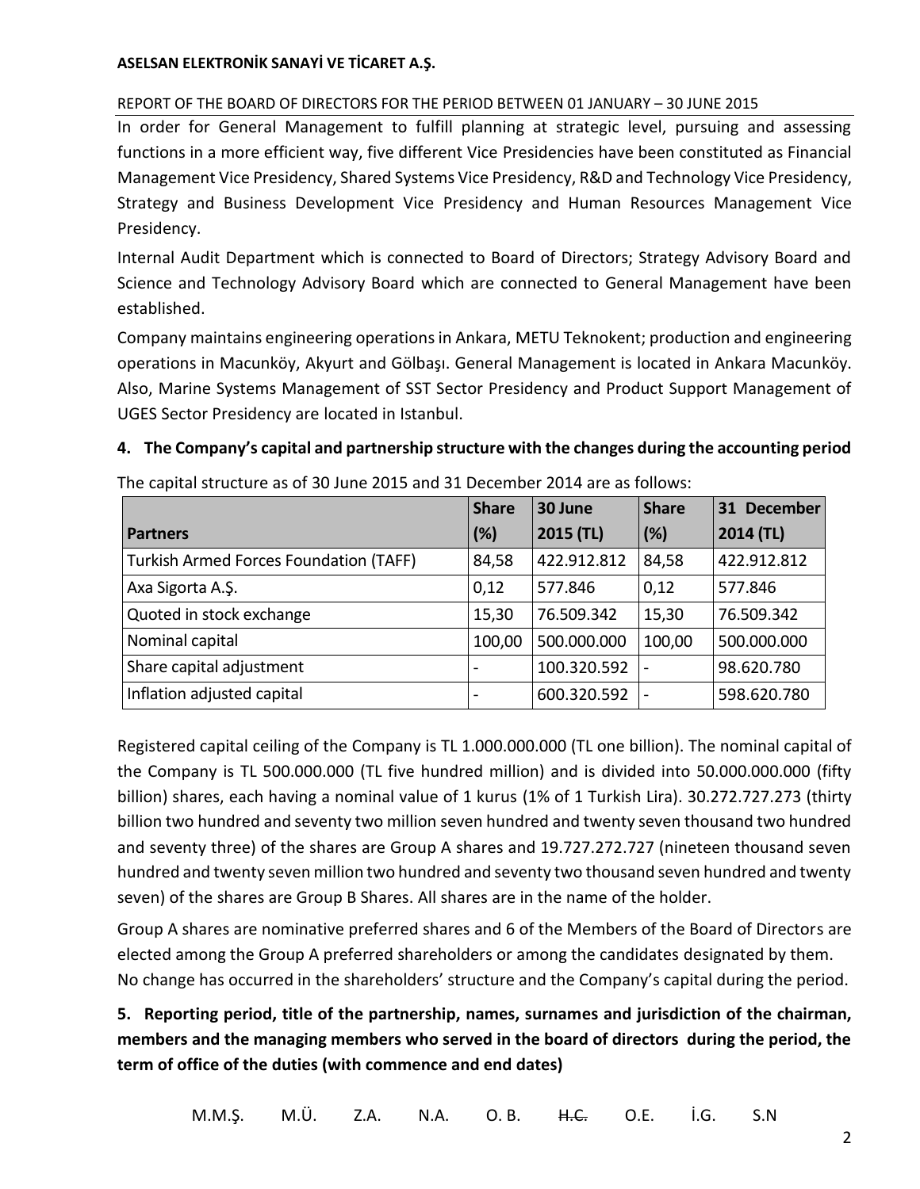In order for General Management to fulfill planning at strategic level, pursuing and assessing functions in a more efficient way, five different Vice Presidencies have been constituted as Financial Management Vice Presidency, Shared Systems Vice Presidency, R&D and Technology Vice Presidency, Strategy and Business Development Vice Presidency and Human Resources Management Vice Presidency.

Internal Audit Department which is connected to Board of Directors; Strategy Advisory Board and Science and Technology Advisory Board which are connected to General Management have been established.

Company maintains engineering operations in Ankara, METU Teknokent; production and engineering operations in Macunköy, Akyurt and Gölbaşı. General Management is located in Ankara Macunköy. Also, Marine Systems Management of SST Sector Presidency and Product Support Management of UGES Sector Presidency are located in Istanbul.

## 4. The Company's capital and partnership structure with the changes during the accounting period

The capital structure as of 30 June 2015 and 31 December 2014 are as follows:

| Partners | Share (%) | 30 June 2015 (TL) | Share (%) | 31 December 2014 (TL) |
|---|---|---|---|---|
| Turkish Armed Forces Foundation (TAFF) | 84,58 | 422.912.812 | 84,58 | 422.912.812 |
| Axa Sigorta A.Ş. | 0,12 | 577.846 | 0,12 | 577.846 |
| Quoted in stock exchange | 15,30 | 76.509.342 | 15,30 | 76.509.342 |
| Nominal capital | 100,00 | 500.000.000 | 100,00 | 500.000.000 |
| Share capital adjustment | - | 100.320.592 | - | 98.620.780 |
| Inflation adjusted capital | - | 600.320.592 | - | 598.620.780 |

Registered capital ceiling of the Company is TL 1.000.000.000 (TL one billion). The nominal capital of the Company is TL 500.000.000 (TL five hundred million) and is divided into 50.000.000.000 (fifty billion) shares, each having a nominal value of 1 kurus (1% of 1 Turkish Lira). 30.272.727.273 (thirty billion two hundred and seventy two million seven hundred and twenty seven thousand two hundred and seventy three) of the shares are Group A shares and 19.727.272.727 (nineteen thousand seven hundred and twenty seven million two hundred and seventy two thousand seven hundred and twenty seven) of the shares are Group B Shares. All shares are in the name of the holder.

Group A shares are nominative preferred shares and 6 of the Members of the Board of Directors are elected among the Group A preferred shareholders or among the candidates designated by them. No change has occurred in the shareholders' structure and the Company's capital during the period.

## 5. Reporting period, title of the partnership, names, surnames and jurisdiction of the chairman, members and the managing members who served in the board of directors during the period, the term of office of the duties (with commence and end dates)

M.M.Ş. M.Ü. Z.A. N.A. O. B. ~~H.C.~~ O.E. İ.G. S.N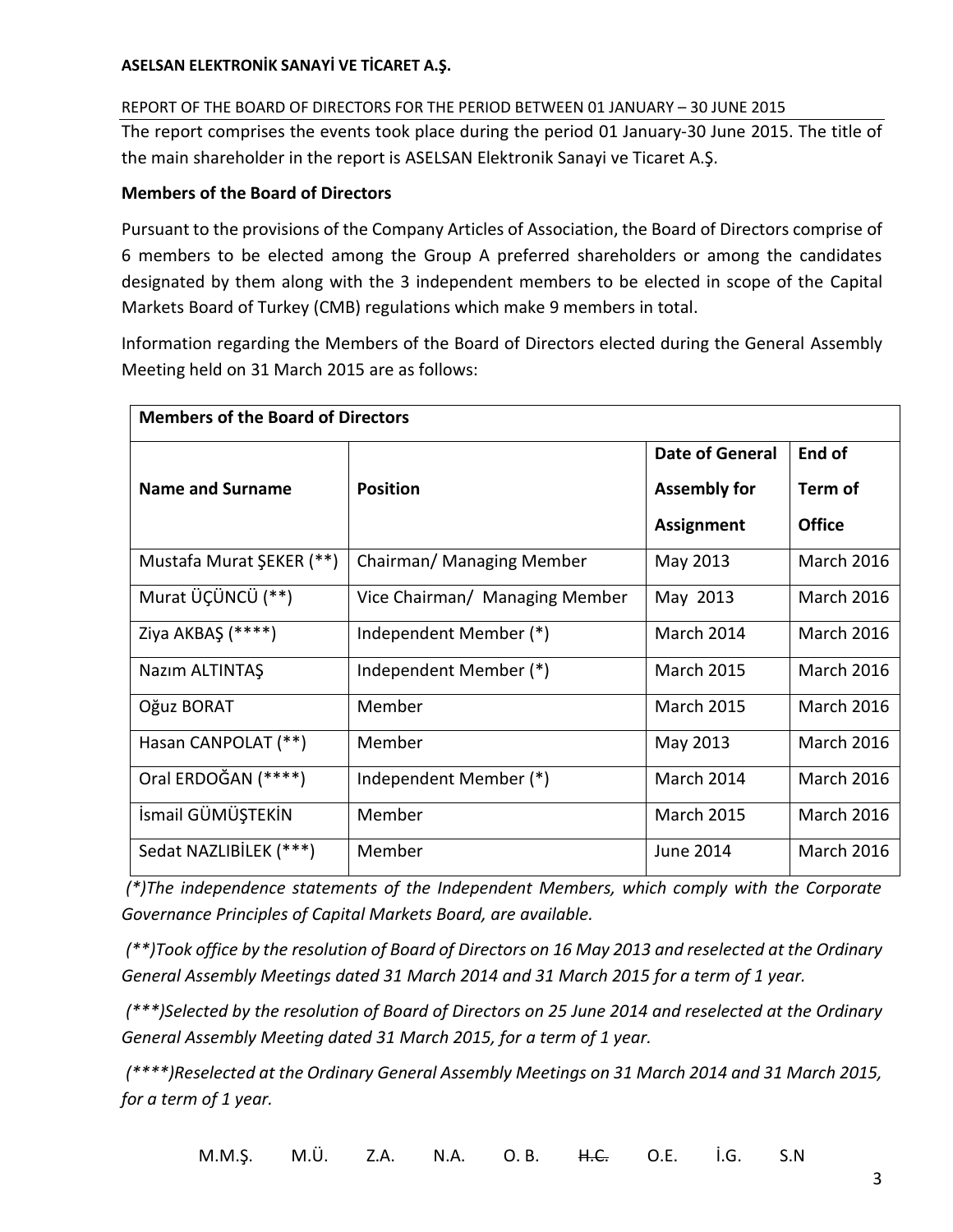**ASELSAN ELEKTRONİK SANAYİ VE TİCARET A.Ş.**

REPORT OF THE BOARD OF DIRECTORS FOR THE PERIOD BETWEEN 01 JANUARY – 30 JUNE 2015

The report comprises the events took place during the period 01 January-30 June 2015. The title of the main shareholder in the report is ASELSAN Elektronik Sanayi ve Ticaret A.Ş.

**Members of the Board of Directors**

Pursuant to the provisions of the Company Articles of Association, the Board of Directors comprise of 6 members to be elected among the Group A preferred shareholders or among the candidates designated by them along with the 3 independent members to be elected in scope of the Capital Markets Board of Turkey (CMB) regulations which make 9 members in total.

Information regarding the Members of the Board of Directors elected during the General Assembly Meeting held on 31 March 2015 are as follows:

| **Members of the Board of Directors** | | | |
|---|---|---|---|
| **Name and Surname** | **Position** | **Date of General Assembly for Assignment** | **End of Term of Office** |
| Mustafa Murat ŞEKER (**) | Chairman/ Managing Member | May 2013 | March 2016 |
| Murat ÜÇÜNCÜ (**) | Vice Chairman/ Managing Member | May 2013 | March 2016 |
| Ziya AKBAŞ (****) | Independent Member (*) | March 2014 | March 2016 |
| Nazım ALTINTAŞ | Independent Member (*) | March 2015 | March 2016 |
| Oğuz BORAT | Member | March 2015 | March 2016 |
| Hasan CANPOLAT (**) | Member | May 2013 | March 2016 |
| Oral ERDOĞAN (****) | Independent Member (*) | March 2014 | March 2016 |
| İsmail GÜMÜŞTEKİN | Member | March 2015 | March 2016 |
| Sedat NAZLIBİLEK (***) | Member | June 2014 | March 2016 |

*(*)The independence statements of the Independent Members, which comply with the Corporate Governance Principles of Capital Markets Board, are available.*

*(**)Took office by the resolution of Board of Directors on 16 May 2013 and reselected at the Ordinary General Assembly Meetings dated 31 March 2014 and 31 March 2015 for a term of 1 year.*

*(***)Selected by the resolution of Board of Directors on 25 June 2014 and reselected at the Ordinary General Assembly Meeting dated 31 March 2015, for a term of 1 year.*

*(****)Reselected at the Ordinary General Assembly Meetings on 31 March 2014 and 31 March 2015, for a term of 1 year.*

M.M.Ş. M.Ü. Z.A. N.A. O. B. ~~H.C.~~ O.E. İ.G. S.N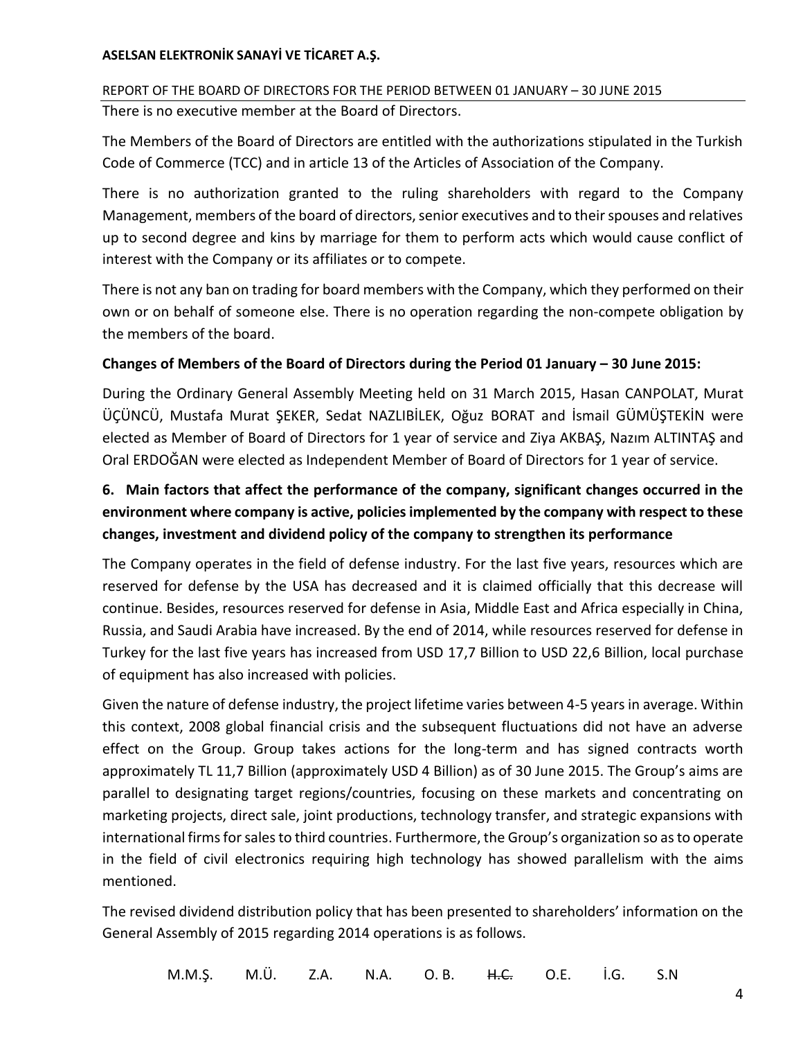There is no executive member at the Board of Directors.

The Members of the Board of Directors are entitled with the authorizations stipulated in the Turkish Code of Commerce (TCC) and in article 13 of the Articles of Association of the Company.

There is no authorization granted to the ruling shareholders with regard to the Company Management, members of the board of directors, senior executives and to their spouses and relatives up to second degree and kins by marriage for them to perform acts which would cause conflict of interest with the Company or its affiliates or to compete.

There is not any ban on trading for board members with the Company, which they performed on their own or on behalf of someone else. There is no operation regarding the non-compete obligation by the members of the board.

**Changes of Members of the Board of Directors during the Period 01 January – 30 June 2015:**

During the Ordinary General Assembly Meeting held on 31 March 2015, Hasan CANPOLAT, Murat ÜÇÜNCÜ, Mustafa Murat ŞEKER, Sedat NAZLIBİLEK, Oğuz BORAT and İsmail GÜMÜŞTEKİN were elected as Member of Board of Directors for 1 year of service and Ziya AKBAŞ, Nazım ALTINTAŞ and Oral ERDOĞAN were elected as Independent Member of Board of Directors for 1 year of service.

## 6. Main factors that affect the performance of the company, significant changes occurred in the environment where company is active, policies implemented by the company with respect to these changes, investment and dividend policy of the company to strengthen its performance

The Company operates in the field of defense industry. For the last five years, resources which are reserved for defense by the USA has decreased and it is claimed officially that this decrease will continue. Besides, resources reserved for defense in Asia, Middle East and Africa especially in China, Russia, and Saudi Arabia have increased. By the end of 2014, while resources reserved for defense in Turkey for the last five years has increased from USD 17,7 Billion to USD 22,6 Billion, local purchase of equipment has also increased with policies.

Given the nature of defense industry, the project lifetime varies between 4-5 years in average. Within this context, 2008 global financial crisis and the subsequent fluctuations did not have an adverse effect on the Group. Group takes actions for the long-term and has signed contracts worth approximately TL 11,7 Billion (approximately USD 4 Billion) as of 30 June 2015. The Group's aims are parallel to designating target regions/countries, focusing on these markets and concentrating on marketing projects, direct sale, joint productions, technology transfer, and strategic expansions with international firms for sales to third countries. Furthermore, the Group's organization so as to operate in the field of civil electronics requiring high technology has showed parallelism with the aims mentioned.

The revised dividend distribution policy that has been presented to shareholders' information on the General Assembly of 2015 regarding 2014 operations is as follows.

M.M.Ş. M.Ü. Z.A. N.A. O. B. ~~H.C.~~ O.E. İ.G. S.N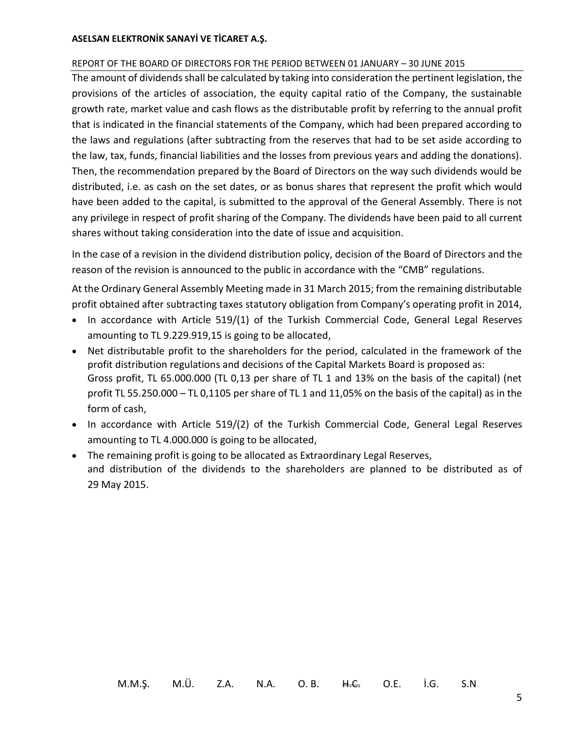The amount of dividends shall be calculated by taking into consideration the pertinent legislation, the provisions of the articles of association, the equity capital ratio of the Company, the sustainable growth rate, market value and cash flows as the distributable profit by referring to the annual profit that is indicated in the financial statements of the Company, which had been prepared according to the laws and regulations (after subtracting from the reserves that had to be set aside according to the law, tax, funds, financial liabilities and the losses from previous years and adding the donations). Then, the recommendation prepared by the Board of Directors on the way such dividends would be distributed, i.e. as cash on the set dates, or as bonus shares that represent the profit which would have been added to the capital, is submitted to the approval of the General Assembly. There is not any privilege in respect of profit sharing of the Company. The dividends have been paid to all current shares without taking consideration into the date of issue and acquisition.

In the case of a revision in the dividend distribution policy, decision of the Board of Directors and the reason of the revision is announced to the public in accordance with the "CMB" regulations.

At the Ordinary General Assembly Meeting made in 31 March 2015; from the remaining distributable profit obtained after subtracting taxes statutory obligation from Company's operating profit in 2014,

- In accordance with Article 519/(1) of the Turkish Commercial Code, General Legal Reserves amounting to TL 9.229.919,15 is going to be allocated,
- Net distributable profit to the shareholders for the period, calculated in the framework of the profit distribution regulations and decisions of the Capital Markets Board is proposed as:
  Gross profit, TL 65.000.000 (TL 0,13 per share of TL 1 and 13% on the basis of the capital) (net profit TL 55.250.000 – TL 0,1105 per share of TL 1 and 11,05% on the basis of the capital) as in the form of cash,
- In accordance with Article 519/(2) of the Turkish Commercial Code, General Legal Reserves amounting to TL 4.000.000 is going to be allocated,
- The remaining profit is going to be allocated as Extraordinary Legal Reserves,
  and distribution of the dividends to the shareholders are planned to be distributed as of 29 May 2015.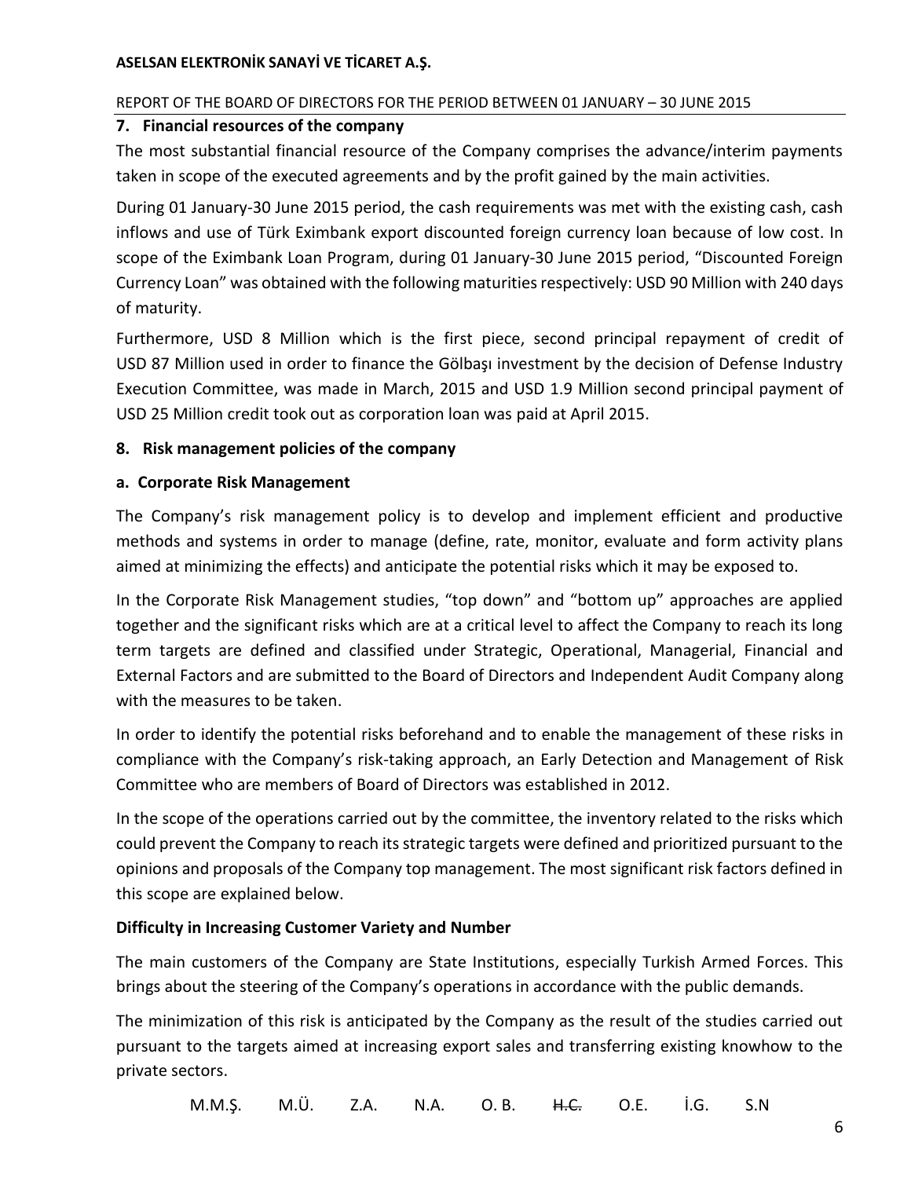## 7. Financial resources of the company

The most substantial financial resource of the Company comprises the advance/interim payments taken in scope of the executed agreements and by the profit gained by the main activities.

During 01 January-30 June 2015 period, the cash requirements was met with the existing cash, cash inflows and use of Türk Eximbank export discounted foreign currency loan because of low cost. In scope of the Eximbank Loan Program, during 01 January-30 June 2015 period, "Discounted Foreign Currency Loan" was obtained with the following maturities respectively: USD 90 Million with 240 days of maturity.

Furthermore, USD 8 Million which is the first piece, second principal repayment of credit of USD 87 Million used in order to finance the Gölbaşı investment by the decision of Defense Industry Execution Committee, was made in March, 2015 and USD 1.9 Million second principal payment of USD 25 Million credit took out as corporation loan was paid at April 2015.

## 8. Risk management policies of the company

### a. Corporate Risk Management

The Company's risk management policy is to develop and implement efficient and productive methods and systems in order to manage (define, rate, monitor, evaluate and form activity plans aimed at minimizing the effects) and anticipate the potential risks which it may be exposed to.

In the Corporate Risk Management studies, "top down" and "bottom up" approaches are applied together and the significant risks which are at a critical level to affect the Company to reach its long term targets are defined and classified under Strategic, Operational, Managerial, Financial and External Factors and are submitted to the Board of Directors and Independent Audit Company along with the measures to be taken.

In order to identify the potential risks beforehand and to enable the management of these risks in compliance with the Company's risk-taking approach, an Early Detection and Management of Risk Committee who are members of Board of Directors was established in 2012.

In the scope of the operations carried out by the committee, the inventory related to the risks which could prevent the Company to reach its strategic targets were defined and prioritized pursuant to the opinions and proposals of the Company top management. The most significant risk factors defined in this scope are explained below.

**Difficulty in Increasing Customer Variety and Number**

The main customers of the Company are State Institutions, especially Turkish Armed Forces. This brings about the steering of the Company's operations in accordance with the public demands.

The minimization of this risk is anticipated by the Company as the result of the studies carried out pursuant to the targets aimed at increasing export sales and transferring existing knowhow to the private sectors.

M.M.Ş. M.Ü. Z.A. N.A. O. B. ~~H.C.~~ O.E. İ.G. S.N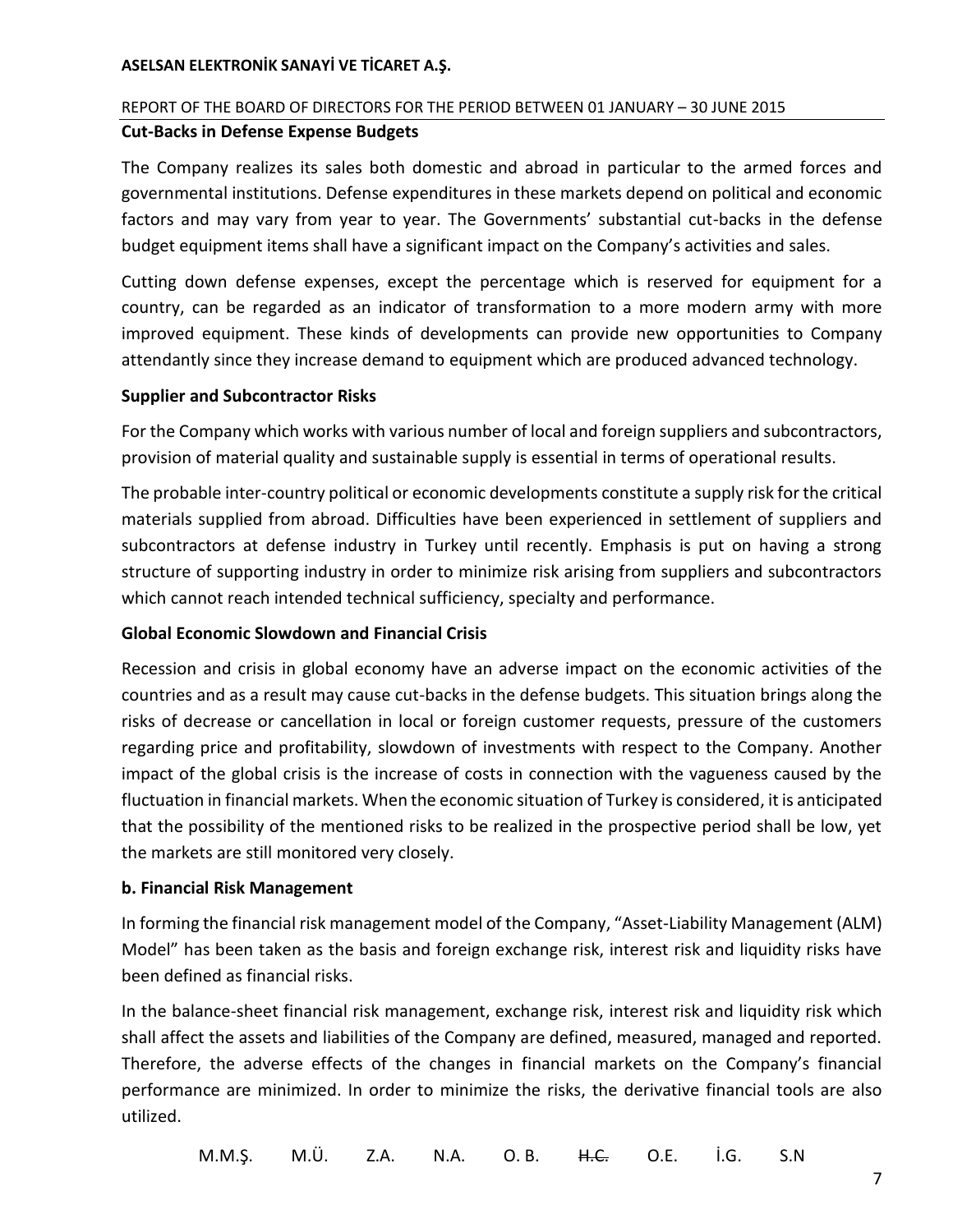**Cut-Backs in Defense Expense Budgets**

The Company realizes its sales both domestic and abroad in particular to the armed forces and governmental institutions. Defense expenditures in these markets depend on political and economic factors and may vary from year to year. The Governments' substantial cut-backs in the defense budget equipment items shall have a significant impact on the Company's activities and sales.

Cutting down defense expenses, except the percentage which is reserved for equipment for a country, can be regarded as an indicator of transformation to a more modern army with more improved equipment. These kinds of developments can provide new opportunities to Company attendantly since they increase demand to equipment which are produced advanced technology.

**Supplier and Subcontractor Risks**

For the Company which works with various number of local and foreign suppliers and subcontractors, provision of material quality and sustainable supply is essential in terms of operational results.

The probable inter-country political or economic developments constitute a supply risk for the critical materials supplied from abroad. Difficulties have been experienced in settlement of suppliers and subcontractors at defense industry in Turkey until recently. Emphasis is put on having a strong structure of supporting industry in order to minimize risk arising from suppliers and subcontractors which cannot reach intended technical sufficiency, specialty and performance.

**Global Economic Slowdown and Financial Crisis**

Recession and crisis in global economy have an adverse impact on the economic activities of the countries and as a result may cause cut-backs in the defense budgets. This situation brings along the risks of decrease or cancellation in local or foreign customer requests, pressure of the customers regarding price and profitability, slowdown of investments with respect to the Company. Another impact of the global crisis is the increase of costs in connection with the vagueness caused by the fluctuation in financial markets. When the economic situation of Turkey is considered, it is anticipated that the possibility of the mentioned risks to be realized in the prospective period shall be low, yet the markets are still monitored very closely.

**b. Financial Risk Management**

In forming the financial risk management model of the Company, "Asset-Liability Management (ALM) Model" has been taken as the basis and foreign exchange risk, interest risk and liquidity risks have been defined as financial risks.

In the balance-sheet financial risk management, exchange risk, interest risk and liquidity risk which shall affect the assets and liabilities of the Company are defined, measured, managed and reported. Therefore, the adverse effects of the changes in financial markets on the Company's financial performance are minimized. In order to minimize the risks, the derivative financial tools are also utilized.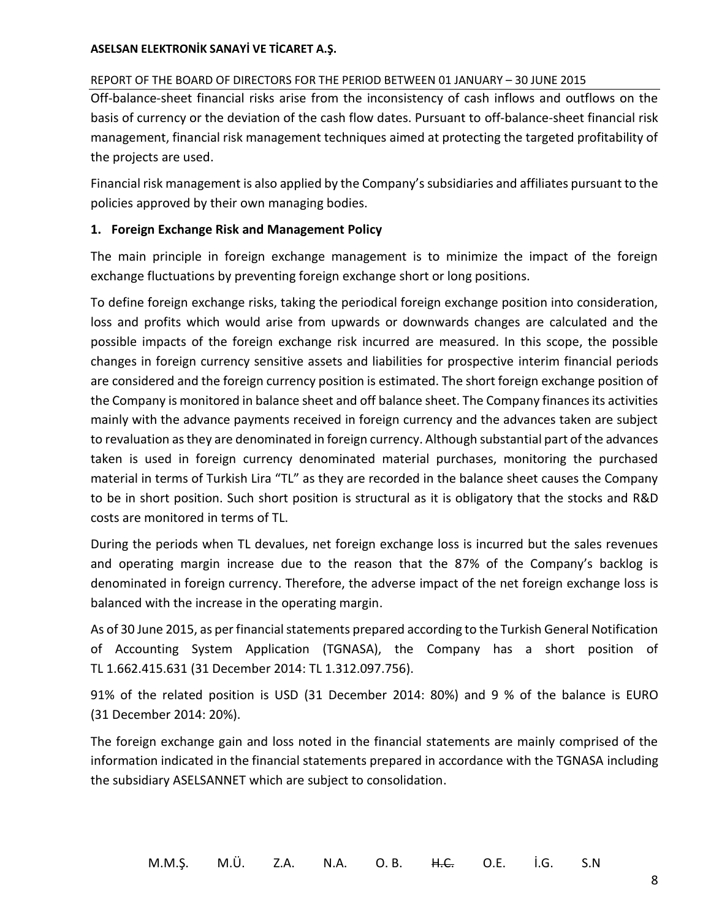Off-balance-sheet financial risks arise from the inconsistency of cash inflows and outflows on the basis of currency or the deviation of the cash flow dates. Pursuant to off-balance-sheet financial risk management, financial risk management techniques aimed at protecting the targeted profitability of the projects are used.

Financial risk management is also applied by the Company's subsidiaries and affiliates pursuant to the policies approved by their own managing bodies.

**1. Foreign Exchange Risk and Management Policy**

The main principle in foreign exchange management is to minimize the impact of the foreign exchange fluctuations by preventing foreign exchange short or long positions.

To define foreign exchange risks, taking the periodical foreign exchange position into consideration, loss and profits which would arise from upwards or downwards changes are calculated and the possible impacts of the foreign exchange risk incurred are measured. In this scope, the possible changes in foreign currency sensitive assets and liabilities for prospective interim financial periods are considered and the foreign currency position is estimated. The short foreign exchange position of the Company is monitored in balance sheet and off balance sheet. The Company finances its activities mainly with the advance payments received in foreign currency and the advances taken are subject to revaluation as they are denominated in foreign currency. Although substantial part of the advances taken is used in foreign currency denominated material purchases, monitoring the purchased material in terms of Turkish Lira "TL" as they are recorded in the balance sheet causes the Company to be in short position. Such short position is structural as it is obligatory that the stocks and R&D costs are monitored in terms of TL.

During the periods when TL devalues, net foreign exchange loss is incurred but the sales revenues and operating margin increase due to the reason that the 87% of the Company's backlog is denominated in foreign currency. Therefore, the adverse impact of the net foreign exchange loss is balanced with the increase in the operating margin.

As of 30 June 2015, as per financial statements prepared according to the Turkish General Notification of Accounting System Application (TGNASA), the Company has a short position of TL 1.662.415.631 (31 December 2014: TL 1.312.097.756).

91% of the related position is USD (31 December 2014: 80%) and 9 % of the balance is EURO (31 December 2014: 20%).

The foreign exchange gain and loss noted in the financial statements are mainly comprised of the information indicated in the financial statements prepared in accordance with the TGNASA including the subsidiary ASELSANNET which are subject to consolidation.

M.M.Ş. M.Ü. Z.A. N.A. O. B. ~~H.C.~~ O.E. İ.G. S.N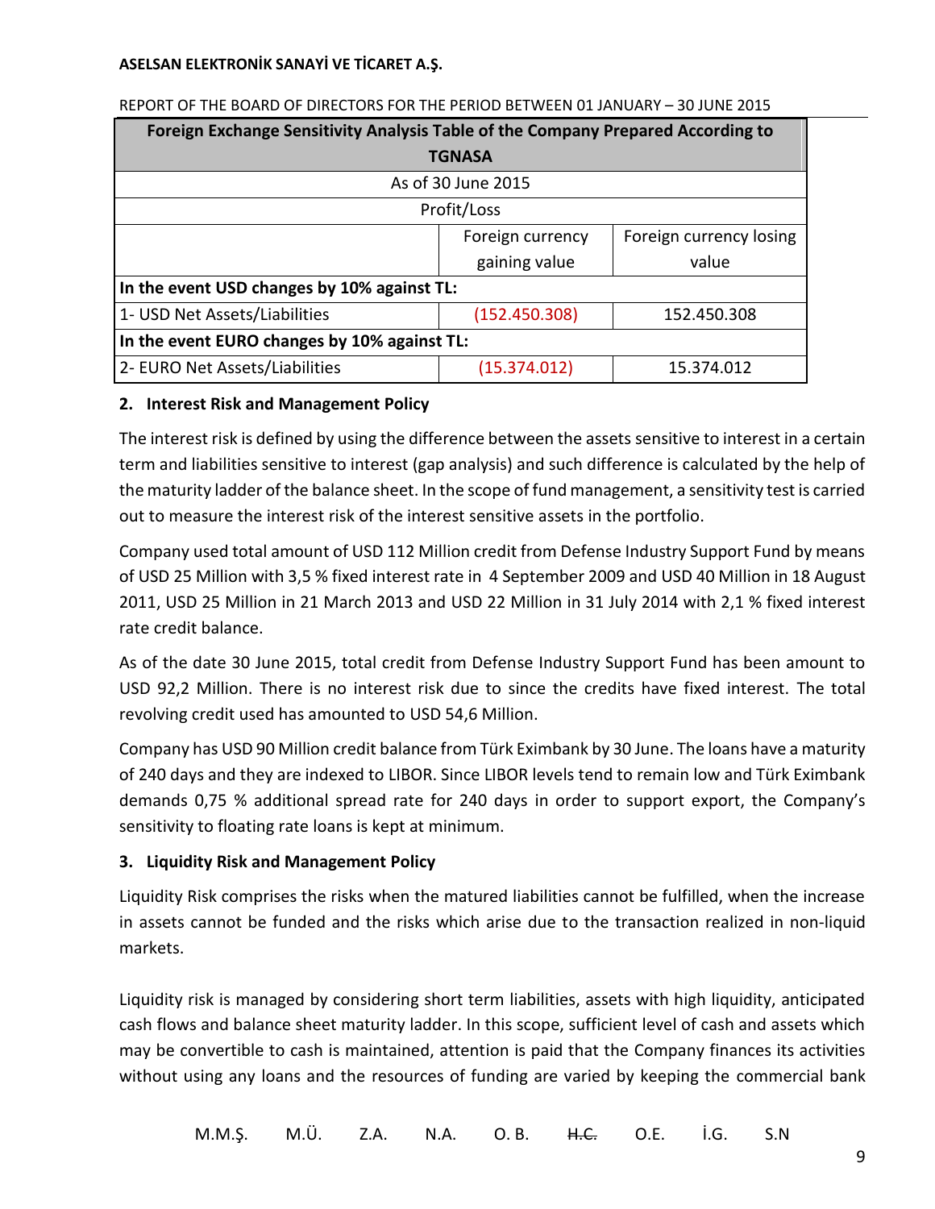| Foreign Exchange Sensitivity Analysis Table of the Company Prepared According to TGNASA | | |
|---|---|---|
| As of 30 June 2015 | | |
| Profit/Loss | | |
| | Foreign currency gaining value | Foreign currency losing value |
| **In the event USD changes by 10% against TL:** | | |
| 1- USD Net Assets/Liabilities | (152.450.308) | 152.450.308 |
| **In the event EURO changes by 10% against TL:** | | |
| 2- EURO Net Assets/Liabilities | (15.374.012) | 15.374.012 |

## 2. Interest Risk and Management Policy

The interest risk is defined by using the difference between the assets sensitive to interest in a certain term and liabilities sensitive to interest (gap analysis) and such difference is calculated by the help of the maturity ladder of the balance sheet. In the scope of fund management, a sensitivity test is carried out to measure the interest risk of the interest sensitive assets in the portfolio.

Company used total amount of USD 112 Million credit from Defense Industry Support Fund by means of USD 25 Million with 3,5 % fixed interest rate in 4 September 2009 and USD 40 Million in 18 August 2011, USD 25 Million in 21 March 2013 and USD 22 Million in 31 July 2014 with 2,1 % fixed interest rate credit balance.

As of the date 30 June 2015, total credit from Defense Industry Support Fund has been amount to USD 92,2 Million. There is no interest risk due to since the credits have fixed interest. The total revolving credit used has amounted to USD 54,6 Million.

Company has USD 90 Million credit balance from Türk Eximbank by 30 June. The loans have a maturity of 240 days and they are indexed to LIBOR. Since LIBOR levels tend to remain low and Türk Eximbank demands 0,75 % additional spread rate for 240 days in order to support export, the Company's sensitivity to floating rate loans is kept at minimum.

## 3. Liquidity Risk and Management Policy

Liquidity Risk comprises the risks when the matured liabilities cannot be fulfilled, when the increase in assets cannot be funded and the risks which arise due to the transaction realized in non-liquid markets.

Liquidity risk is managed by considering short term liabilities, assets with high liquidity, anticipated cash flows and balance sheet maturity ladder. In this scope, sufficient level of cash and assets which may be convertible to cash is maintained, attention is paid that the Company finances its activities without using any loans and the resources of funding are varied by keeping the commercial bank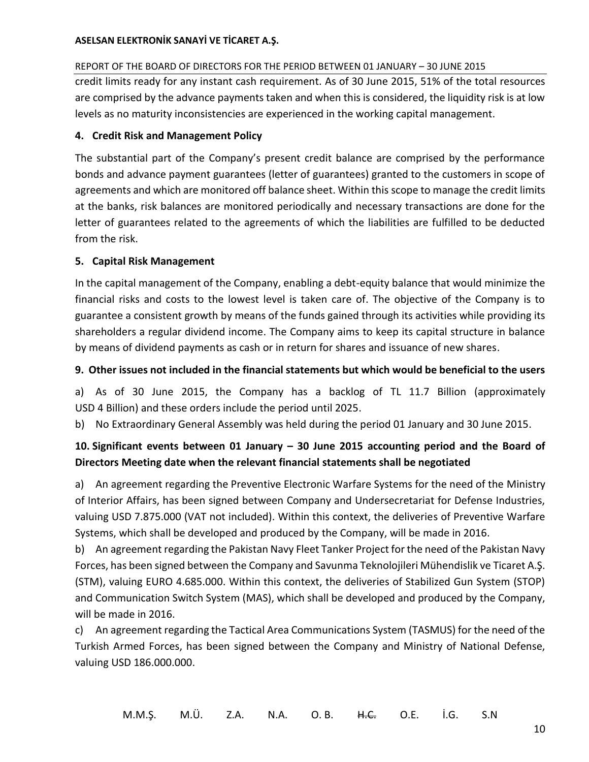credit limits ready for any instant cash requirement. As of 30 June 2015, 51% of the total resources are comprised by the advance payments taken and when this is considered, the liquidity risk is at low levels as no maturity inconsistencies are experienced in the working capital management.

**4. Credit Risk and Management Policy**

The substantial part of the Company's present credit balance are comprised by the performance bonds and advance payment guarantees (letter of guarantees) granted to the customers in scope of agreements and which are monitored off balance sheet. Within this scope to manage the credit limits at the banks, risk balances are monitored periodically and necessary transactions are done for the letter of guarantees related to the agreements of which the liabilities are fulfilled to be deducted from the risk.

**5. Capital Risk Management**

In the capital management of the Company, enabling a debt-equity balance that would minimize the financial risks and costs to the lowest level is taken care of. The objective of the Company is to guarantee a consistent growth by means of the funds gained through its activities while providing its shareholders a regular dividend income. The Company aims to keep its capital structure in balance by means of dividend payments as cash or in return for shares and issuance of new shares.

## 9. Other issues not included in the financial statements but which would be beneficial to the users

a) As of 30 June 2015, the Company has a backlog of TL 11.7 Billion (approximately USD 4 Billion) and these orders include the period until 2025.

b) No Extraordinary General Assembly was held during the period 01 January and 30 June 2015.

## 10. Significant events between 01 January – 30 June 2015 accounting period and the Board of Directors Meeting date when the relevant financial statements shall be negotiated

a) An agreement regarding the Preventive Electronic Warfare Systems for the need of the Ministry of Interior Affairs, has been signed between Company and Undersecretariat for Defense Industries, valuing USD 7.875.000 (VAT not included). Within this context, the deliveries of Preventive Warfare Systems, which shall be developed and produced by the Company, will be made in 2016.

b) An agreement regarding the Pakistan Navy Fleet Tanker Project for the need of the Pakistan Navy Forces, has been signed between the Company and Savunma Teknolojileri Mühendislik ve Ticaret A.Ş. (STM), valuing EURO 4.685.000. Within this context, the deliveries of Stabilized Gun System (STOP) and Communication Switch System (MAS), which shall be developed and produced by the Company, will be made in 2016.

c) An agreement regarding the Tactical Area Communications System (TASMUS) for the need of the Turkish Armed Forces, has been signed between the Company and Ministry of National Defense, valuing USD 186.000.000.

M.M.Ş. M.Ü. Z.A. N.A. O. B. ~~H.C.~~ O.E. İ.G. S.N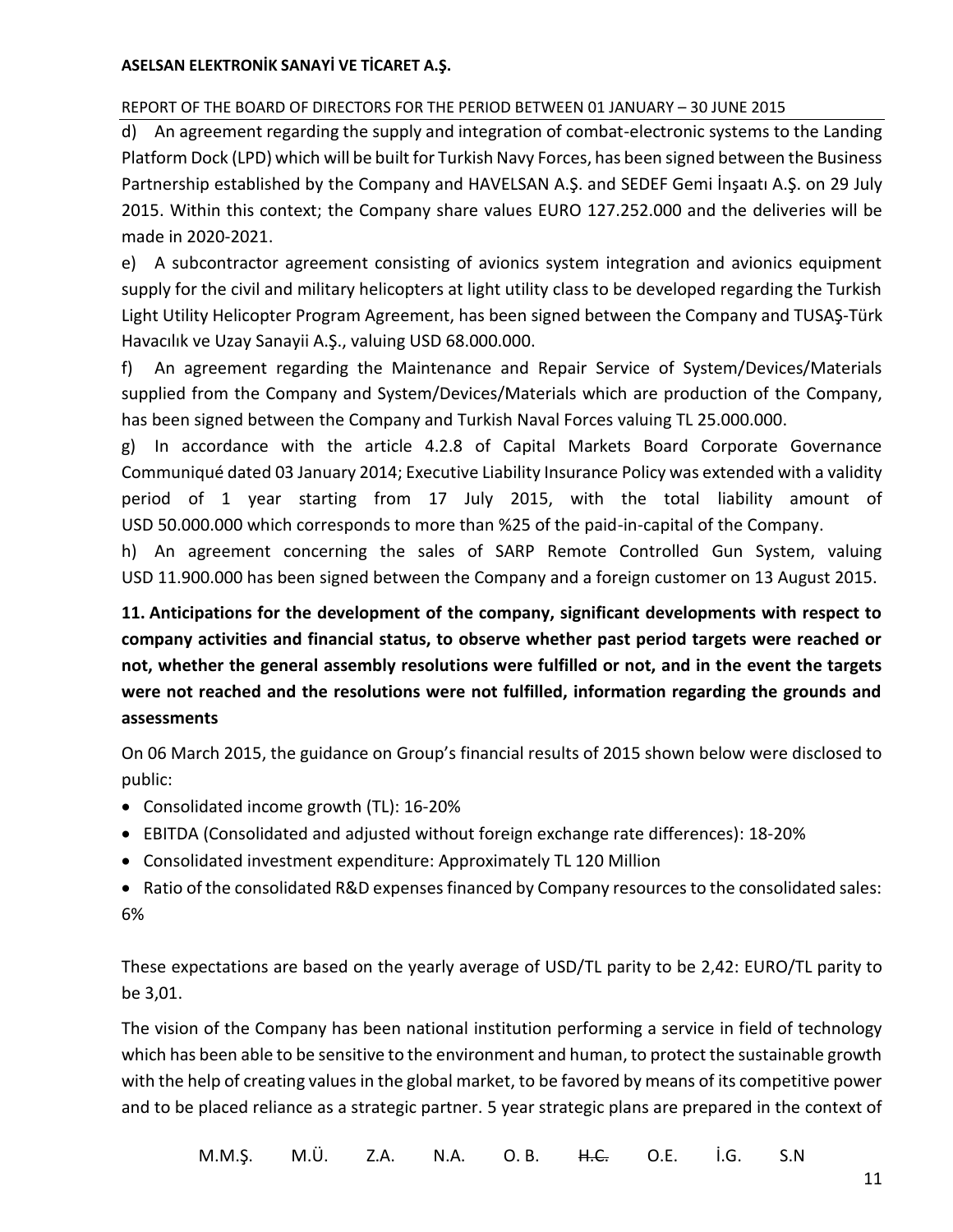d) An agreement regarding the supply and integration of combat-electronic systems to the Landing Platform Dock (LPD) which will be built for Turkish Navy Forces, has been signed between the Business Partnership established by the Company and HAVELSAN A.Ş. and SEDEF Gemi İnşaatı A.Ş. on 29 July 2015. Within this context; the Company share values EURO 127.252.000 and the deliveries will be made in 2020-2021.

e) A subcontractor agreement consisting of avionics system integration and avionics equipment supply for the civil and military helicopters at light utility class to be developed regarding the Turkish Light Utility Helicopter Program Agreement, has been signed between the Company and TUSAŞ-Türk Havacılık ve Uzay Sanayii A.Ş., valuing USD 68.000.000.

f) An agreement regarding the Maintenance and Repair Service of System/Devices/Materials supplied from the Company and System/Devices/Materials which are production of the Company, has been signed between the Company and Turkish Naval Forces valuing TL 25.000.000.

g) In accordance with the article 4.2.8 of Capital Markets Board Corporate Governance Communiqué dated 03 January 2014; Executive Liability Insurance Policy was extended with a validity period of 1 year starting from 17 July 2015, with the total liability amount of USD 50.000.000 which corresponds to more than %25 of the paid-in-capital of the Company.

h) An agreement concerning the sales of SARP Remote Controlled Gun System, valuing USD 11.900.000 has been signed between the Company and a foreign customer on 13 August 2015.

**11. Anticipations for the development of the company, significant developments with respect to company activities and financial status, to observe whether past period targets were reached or not, whether the general assembly resolutions were fulfilled or not, and in the event the targets were not reached and the resolutions were not fulfilled, information regarding the grounds and assessments**

On 06 March 2015, the guidance on Group's financial results of 2015 shown below were disclosed to public:

- Consolidated income growth (TL): 16-20%
- EBITDA (Consolidated and adjusted without foreign exchange rate differences): 18-20%
- Consolidated investment expenditure: Approximately TL 120 Million
- Ratio of the consolidated R&D expenses financed by Company resources to the consolidated sales: 6%

These expectations are based on the yearly average of USD/TL parity to be 2,42: EURO/TL parity to be 3,01.

The vision of the Company has been national institution performing a service in field of technology which has been able to be sensitive to the environment and human, to protect the sustainable growth with the help of creating values in the global market, to be favored by means of its competitive power and to be placed reliance as a strategic partner. 5 year strategic plans are prepared in the context of

M.M.Ş. M.Ü. Z.A. N.A. O. B. ~~H.C.~~ O.E. İ.G. S.N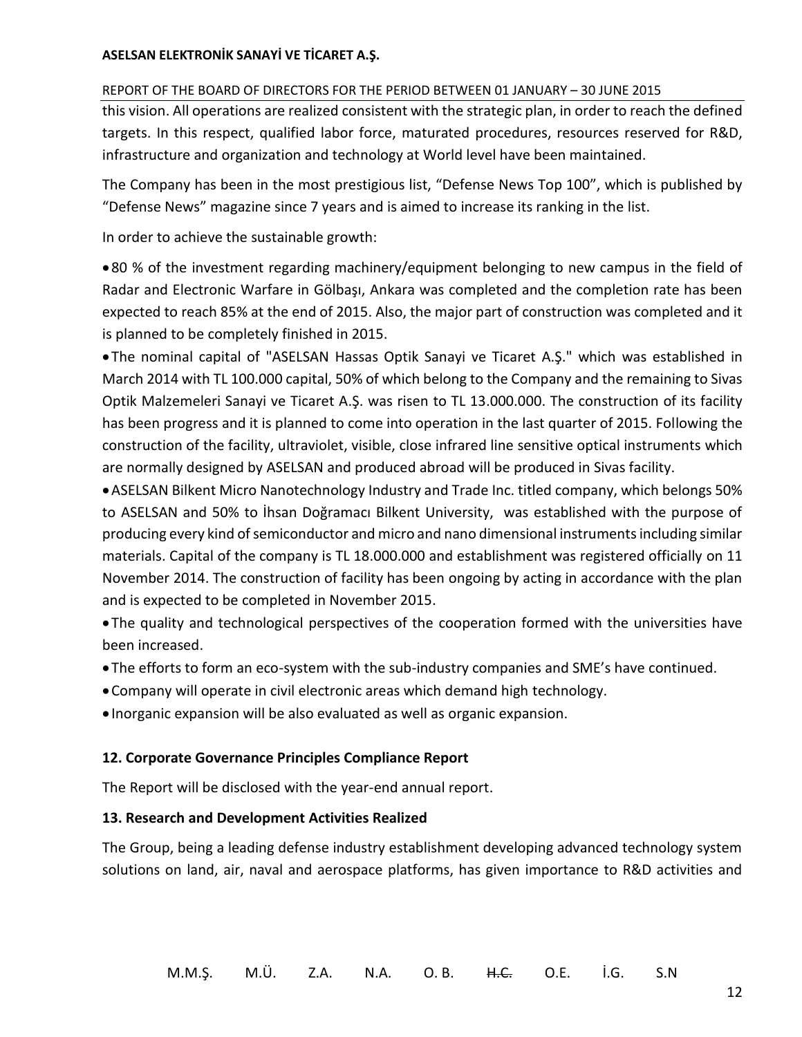this vision. All operations are realized consistent with the strategic plan, in order to reach the defined targets. In this respect, qualified labor force, maturated procedures, resources reserved for R&D, infrastructure and organization and technology at World level have been maintained.

The Company has been in the most prestigious list, "Defense News Top 100", which is published by "Defense News" magazine since 7 years and is aimed to increase its ranking in the list.

In order to achieve the sustainable growth:

- 80 % of the investment regarding machinery/equipment belonging to new campus in the field of Radar and Electronic Warfare in Gölbaşı, Ankara was completed and the completion rate has been expected to reach 85% at the end of 2015. Also, the major part of construction was completed and it is planned to be completely finished in 2015.
- The nominal capital of "ASELSAN Hassas Optik Sanayi ve Ticaret A.Ş." which was established in March 2014 with TL 100.000 capital, 50% of which belong to the Company and the remaining to Sivas Optik Malzemeleri Sanayi ve Ticaret A.Ş. was risen to TL 13.000.000. The construction of its facility has been progress and it is planned to come into operation in the last quarter of 2015. Following the construction of the facility, ultraviolet, visible, close infrared line sensitive optical instruments which are normally designed by ASELSAN and produced abroad will be produced in Sivas facility.
- ASELSAN Bilkent Micro Nanotechnology Industry and Trade Inc. titled company, which belongs 50% to ASELSAN and 50% to İhsan Doğramacı Bilkent University, was established with the purpose of producing every kind of semiconductor and micro and nano dimensional instruments including similar materials. Capital of the company is TL 18.000.000 and establishment was registered officially on 11 November 2014. The construction of facility has been ongoing by acting in accordance with the plan and is expected to be completed in November 2015.
- The quality and technological perspectives of the cooperation formed with the universities have been increased.
- The efforts to form an eco-system with the sub-industry companies and SME's have continued.
- Company will operate in civil electronic areas which demand high technology.
- Inorganic expansion will be also evaluated as well as organic expansion.

## 12. Corporate Governance Principles Compliance Report

The Report will be disclosed with the year-end annual report.

## 13. Research and Development Activities Realized

The Group, being a leading defense industry establishment developing advanced technology system solutions on land, air, naval and aerospace platforms, has given importance to R&D activities and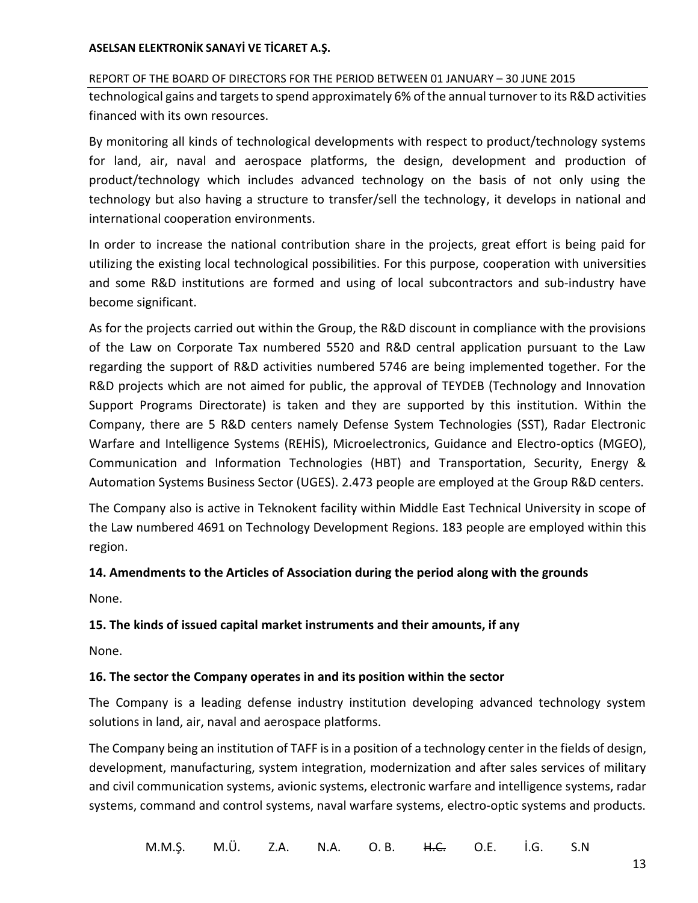technological gains and targets to spend approximately 6% of the annual turnover to its R&D activities financed with its own resources.

By monitoring all kinds of technological developments with respect to product/technology systems for land, air, naval and aerospace platforms, the design, development and production of product/technology which includes advanced technology on the basis of not only using the technology but also having a structure to transfer/sell the technology, it develops in national and international cooperation environments.

In order to increase the national contribution share in the projects, great effort is being paid for utilizing the existing local technological possibilities. For this purpose, cooperation with universities and some R&D institutions are formed and using of local subcontractors and sub-industry have become significant.

As for the projects carried out within the Group, the R&D discount in compliance with the provisions of the Law on Corporate Tax numbered 5520 and R&D central application pursuant to the Law regarding the support of R&D activities numbered 5746 are being implemented together. For the R&D projects which are not aimed for public, the approval of TEYDEB (Technology and Innovation Support Programs Directorate) is taken and they are supported by this institution. Within the Company, there are 5 R&D centers namely Defense System Technologies (SST), Radar Electronic Warfare and Intelligence Systems (REHİS), Microelectronics, Guidance and Electro-optics (MGEO), Communication and Information Technologies (HBT) and Transportation, Security, Energy & Automation Systems Business Sector (UGES). 2.473 people are employed at the Group R&D centers.

The Company also is active in Teknokent facility within Middle East Technical University in scope of the Law numbered 4691 on Technology Development Regions. 183 people are employed within this region.

### 14. Amendments to the Articles of Association during the period along with the grounds

None.

### 15. The kinds of issued capital market instruments and their amounts, if any

None.

### 16. The sector the Company operates in and its position within the sector

The Company is a leading defense industry institution developing advanced technology system solutions in land, air, naval and aerospace platforms.

The Company being an institution of TAFF is in a position of a technology center in the fields of design, development, manufacturing, system integration, modernization and after sales services of military and civil communication systems, avionic systems, electronic warfare and intelligence systems, radar systems, command and control systems, naval warfare systems, electro-optic systems and products.

M.M.Ş. M.Ü. Z.A. N.A. O. B. ~~H.C.~~ O.E. İ.G. S.N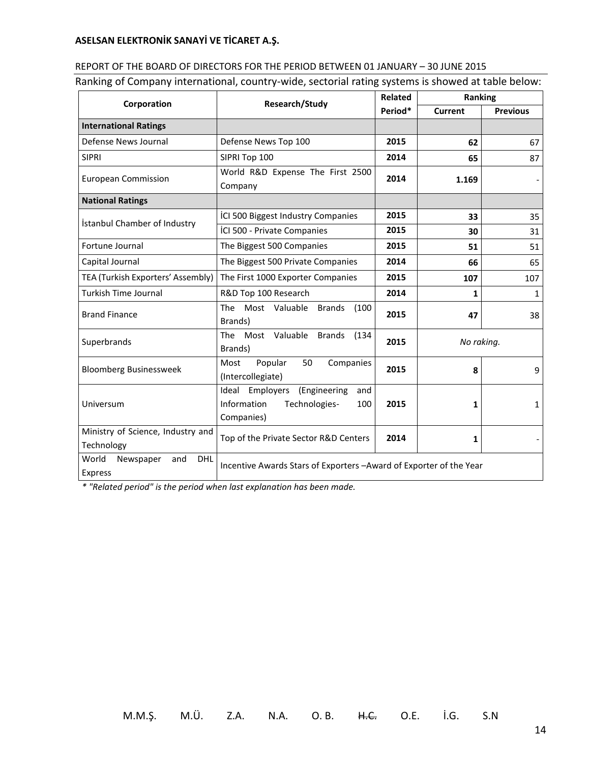Ranking of Company international, country-wide, sectorial rating systems is showed at table below:

| Corporation | Research/Study | Related Period* | Ranking | |
|---|---|---|---|---|
| | | | Current | Previous |
| **International Ratings** | | | | |
| Defense News Journal | Defense News Top 100 | **2015** | **62** | 67 |
| SIPRI | SIPRI Top 100 | **2014** | **65** | 87 |
| European Commission | World R&D Expense The First 2500 Company | **2014** | **1.169** | - |
| **National Ratings** | | | | |
| İstanbul Chamber of Industry | İCI 500 Biggest Industry Companies | **2015** | **33** | 35 |
| | İCI 500 - Private Companies | **2015** | **30** | 31 |
| Fortune Journal | The Biggest 500 Companies | **2015** | **51** | 51 |
| Capital Journal | The Biggest 500 Private Companies | **2014** | **66** | 65 |
| TEA (Turkish Exporters' Assembly) | The First 1000 Exporter Companies | **2015** | **107** | 107 |
| Turkish Time Journal | R&D Top 100 Research | **2014** | **1** | 1 |
| Brand Finance | The Most Valuable Brands (100 Brands) | **2015** | **47** | 38 |
| Superbrands | The Most Valuable Brands (134 Brands) | **2015** | *No raking.* | |
| Bloomberg Businessweek | Most Popular 50 Companies (Intercollegiate) | **2015** | **8** | 9 |
| Universum | Ideal Employers (Engineering and Information Technologies- 100 Companies) | **2015** | **1** | 1 |
| Ministry of Science, Industry and Technology | Top of the Private Sector R&D Centers | **2014** | **1** | - |
| World Newspaper and DHL Express | Incentive Awards Stars of Exporters –Award of Exporter of the Year | | | |

*\* "Related period" is the period when last explanation has been made.*

M.M.Ş. M.Ü. Z.A. N.A. O. B. ~~H.C.~~ O.E. İ.G. S.N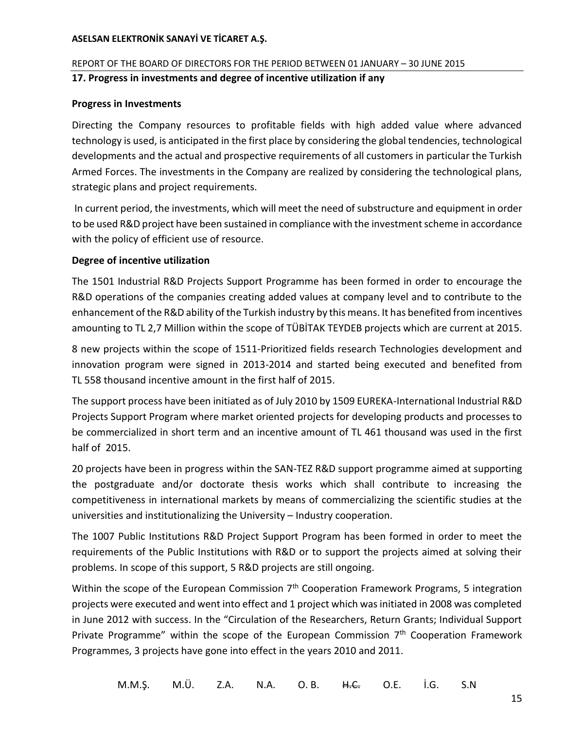## 17. Progress in investments and degree of incentive utilization if any

### Progress in Investments

Directing the Company resources to profitable fields with high added value where advanced technology is used, is anticipated in the first place by considering the global tendencies, technological developments and the actual and prospective requirements of all customers in particular the Turkish Armed Forces. The investments in the Company are realized by considering the technological plans, strategic plans and project requirements.

In current period, the investments, which will meet the need of substructure and equipment in order to be used R&D project have been sustained in compliance with the investment scheme in accordance with the policy of efficient use of resource.

### Degree of incentive utilization

The 1501 Industrial R&D Projects Support Programme has been formed in order to encourage the R&D operations of the companies creating added values at company level and to contribute to the enhancement of the R&D ability of the Turkish industry by this means. It has benefited from incentives amounting to TL 2,7 Million within the scope of TÜBİTAK TEYDEB projects which are current at 2015.

8 new projects within the scope of 1511-Prioritized fields research Technologies development and innovation program were signed in 2013-2014 and started being executed and benefited from TL 558 thousand incentive amount in the first half of 2015.

The support process have been initiated as of July 2010 by 1509 EUREKA-International Industrial R&D Projects Support Program where market oriented projects for developing products and processes to be commercialized in short term and an incentive amount of TL 461 thousand was used in the first half of 2015.

20 projects have been in progress within the SAN-TEZ R&D support programme aimed at supporting the postgraduate and/or doctorate thesis works which shall contribute to increasing the competitiveness in international markets by means of commercializing the scientific studies at the universities and institutionalizing the University – Industry cooperation.

The 1007 Public Institutions R&D Project Support Program has been formed in order to meet the requirements of the Public Institutions with R&D or to support the projects aimed at solving their problems. In scope of this support, 5 R&D projects are still ongoing.

Within the scope of the European Commission 7th Cooperation Framework Programs, 5 integration projects were executed and went into effect and 1 project which was initiated in 2008 was completed in June 2012 with success. In the "Circulation of the Researchers, Return Grants; Individual Support Private Programme" within the scope of the European Commission 7th Cooperation Framework Programmes, 3 projects have gone into effect in the years 2010 and 2011.

M.M.Ş. M.Ü. Z.A. N.A. O. B. ~~H.C.~~ O.E. İ.G. S.N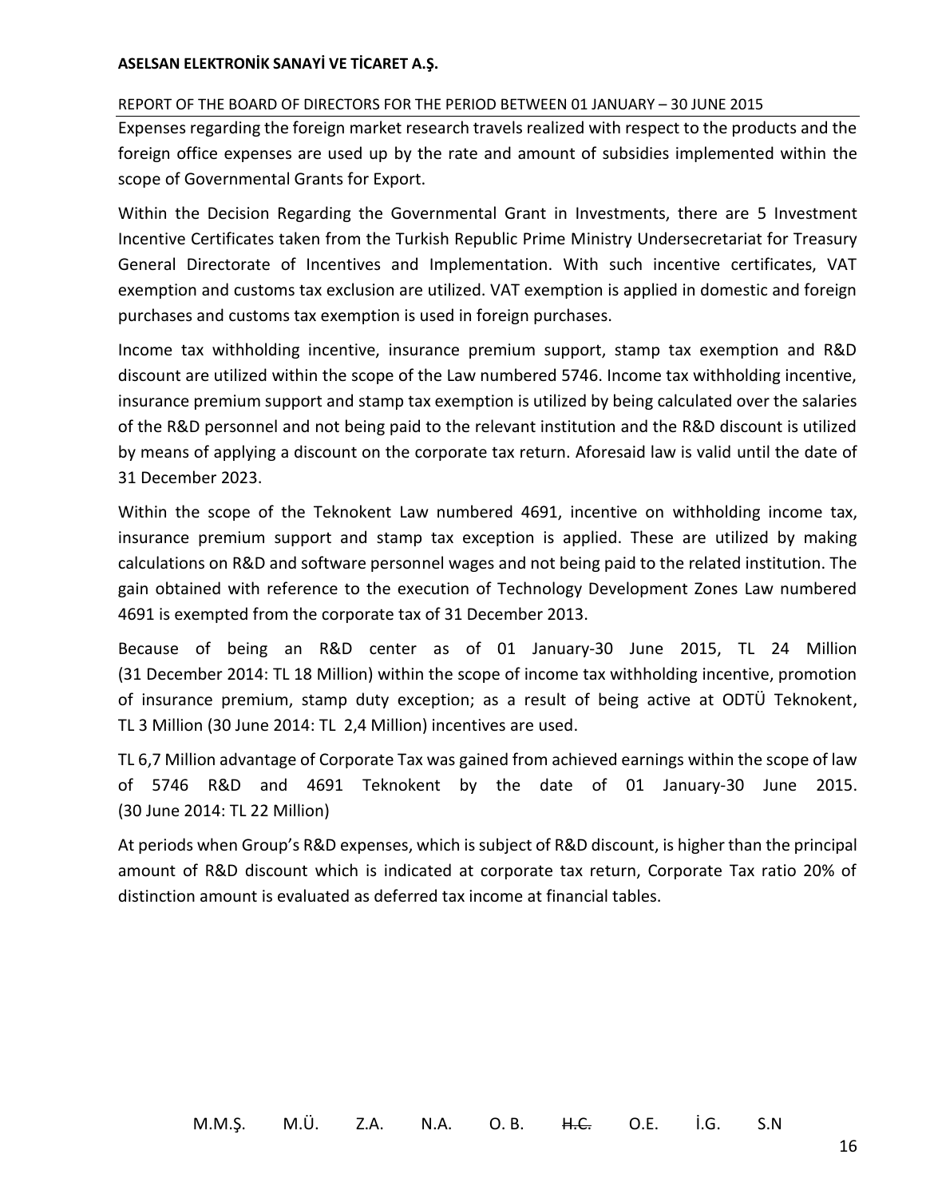Expenses regarding the foreign market research travels realized with respect to the products and the foreign office expenses are used up by the rate and amount of subsidies implemented within the scope of Governmental Grants for Export.

Within the Decision Regarding the Governmental Grant in Investments, there are 5 Investment Incentive Certificates taken from the Turkish Republic Prime Ministry Undersecretariat for Treasury General Directorate of Incentives and Implementation. With such incentive certificates, VAT exemption and customs tax exclusion are utilized. VAT exemption is applied in domestic and foreign purchases and customs tax exemption is used in foreign purchases.

Income tax withholding incentive, insurance premium support, stamp tax exemption and R&D discount are utilized within the scope of the Law numbered 5746. Income tax withholding incentive, insurance premium support and stamp tax exemption is utilized by being calculated over the salaries of the R&D personnel and not being paid to the relevant institution and the R&D discount is utilized by means of applying a discount on the corporate tax return. Aforesaid law is valid until the date of 31 December 2023.

Within the scope of the Teknokent Law numbered 4691, incentive on withholding income tax, insurance premium support and stamp tax exception is applied. These are utilized by making calculations on R&D and software personnel wages and not being paid to the related institution. The gain obtained with reference to the execution of Technology Development Zones Law numbered 4691 is exempted from the corporate tax of 31 December 2013.

Because of being an R&D center as of 01 January-30 June 2015, TL 24 Million (31 December 2014: TL 18 Million) within the scope of income tax withholding incentive, promotion of insurance premium, stamp duty exception; as a result of being active at ODTÜ Teknokent, TL 3 Million (30 June 2014: TL 2,4 Million) incentives are used.

TL 6,7 Million advantage of Corporate Tax was gained from achieved earnings within the scope of law of 5746 R&D and 4691 Teknokent by the date of 01 January-30 June 2015. (30 June 2014: TL 22 Million)

At periods when Group's R&D expenses, which is subject of R&D discount, is higher than the principal amount of R&D discount which is indicated at corporate tax return, Corporate Tax ratio 20% of distinction amount is evaluated as deferred tax income at financial tables.

M.M.Ş. M.Ü. Z.A. N.A. O. B. ~~H.C.~~ O.E. İ.G. S.N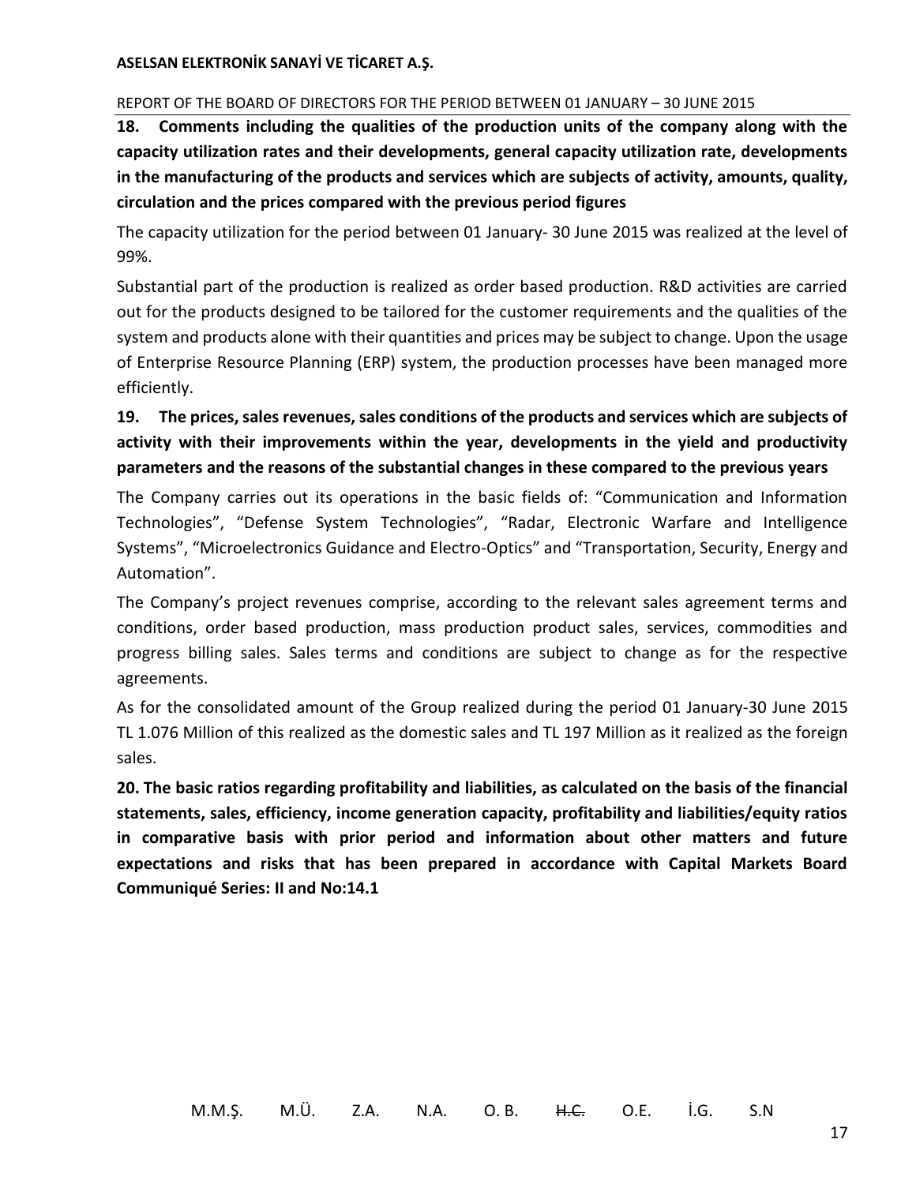**18. Comments including the qualities of the production units of the company along with the capacity utilization rates and their developments, general capacity utilization rate, developments in the manufacturing of the products and services which are subjects of activity, amounts, quality, circulation and the prices compared with the previous period figures**

The capacity utilization for the period between 01 January- 30 June 2015 was realized at the level of 99%.

Substantial part of the production is realized as order based production. R&D activities are carried out for the products designed to be tailored for the customer requirements and the qualities of the system and products alone with their quantities and prices may be subject to change. Upon the usage of Enterprise Resource Planning (ERP) system, the production processes have been managed more efficiently.

**19. The prices, sales revenues, sales conditions of the products and services which are subjects of activity with their improvements within the year, developments in the yield and productivity parameters and the reasons of the substantial changes in these compared to the previous years**

The Company carries out its operations in the basic fields of: "Communication and Information Technologies", "Defense System Technologies", "Radar, Electronic Warfare and Intelligence Systems", "Microelectronics Guidance and Electro-Optics" and "Transportation, Security, Energy and Automation".

The Company's project revenues comprise, according to the relevant sales agreement terms and conditions, order based production, mass production product sales, services, commodities and progress billing sales. Sales terms and conditions are subject to change as for the respective agreements.

As for the consolidated amount of the Group realized during the period 01 January-30 June 2015 TL 1.076 Million of this realized as the domestic sales and TL 197 Million as it realized as the foreign sales.

**20. The basic ratios regarding profitability and liabilities, as calculated on the basis of the financial statements, sales, efficiency, income generation capacity, profitability and liabilities/equity ratios in comparative basis with prior period and information about other matters and future expectations and risks that has been prepared in accordance with Capital Markets Board Communiqué Series: II and No:14.1**

M.M.Ş. M.Ü. Z.A. N.A. O. B. ~~H.C.~~ O.E. İ.G. S.N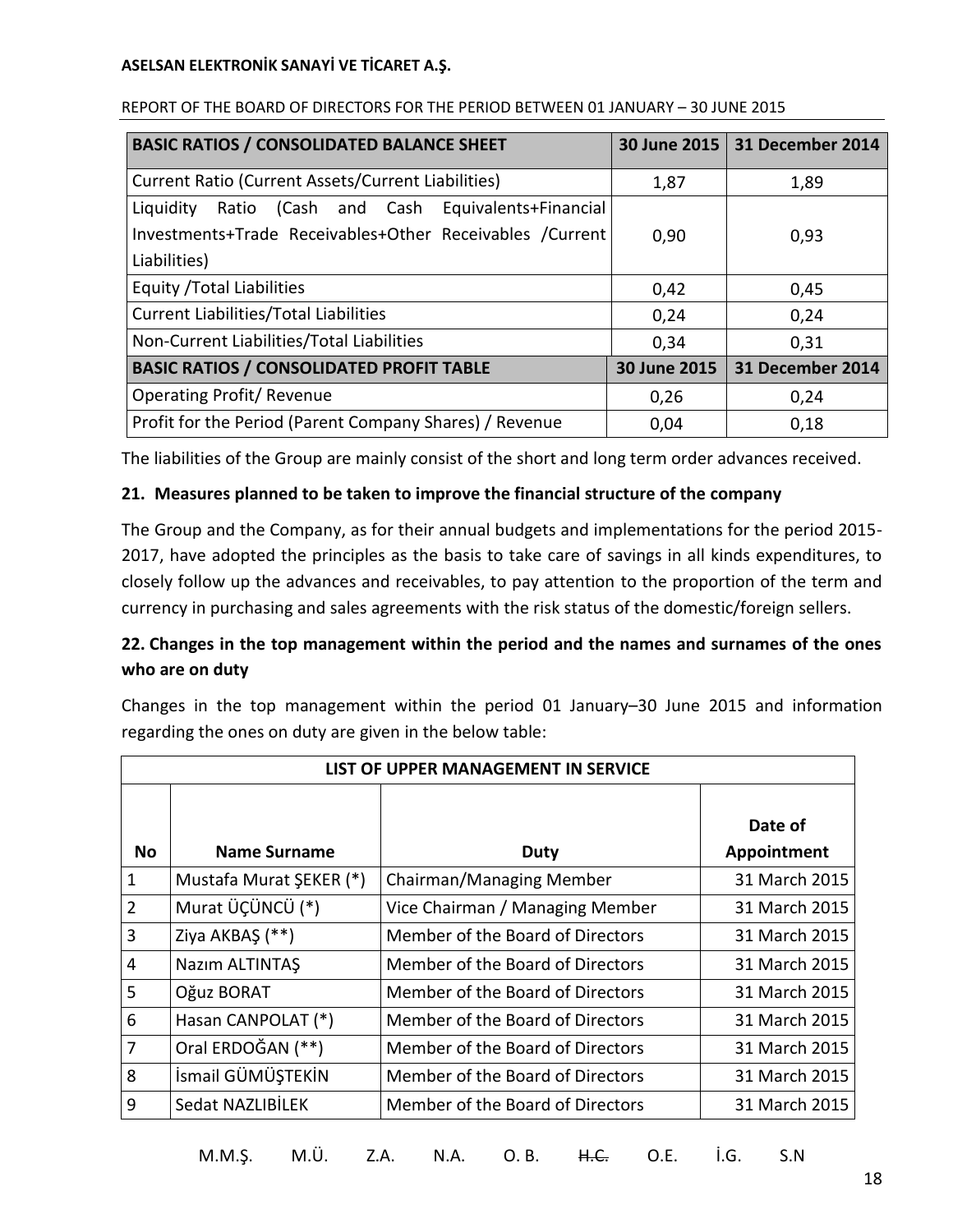| BASIC RATIOS / CONSOLIDATED BALANCE SHEET | 30 June 2015 | 31 December 2014 |
|---|---|---|
| Current Ratio (Current Assets/Current Liabilities) | 1,87 | 1,89 |
| Liquidity Ratio (Cash and Cash Equivalents+Financial Investments+Trade Receivables+Other Receivables /Current Liabilities) | 0,90 | 0,93 |
| Equity /Total Liabilities | 0,42 | 0,45 |
| Current Liabilities/Total Liabilities | 0,24 | 0,24 |
| Non-Current Liabilities/Total Liabilities | 0,34 | 0,31 |
| **BASIC RATIOS / CONSOLIDATED PROFIT TABLE** | **30 June 2015** | **31 December 2014** |
| Operating Profit/ Revenue | 0,26 | 0,24 |
| Profit for the Period (Parent Company Shares) / Revenue | 0,04 | 0,18 |

The liabilities of the Group are mainly consist of the short and long term order advances received.

### 21. Measures planned to be taken to improve the financial structure of the company

The Group and the Company, as for their annual budgets and implementations for the period 2015-2017, have adopted the principles as the basis to take care of savings in all kinds expenditures, to closely follow up the advances and receivables, to pay attention to the proportion of the term and currency in purchasing and sales agreements with the risk status of the domestic/foreign sellers.

### 22. Changes in the top management within the period and the names and surnames of the ones who are on duty

Changes in the top management within the period 01 January–30 June 2015 and information regarding the ones on duty are given in the below table:

| LIST OF UPPER MANAGEMENT IN SERVICE | | | |
|---|---|---|---|
| **No** | **Name Surname** | **Duty** | **Date of Appointment** |
| 1 | Mustafa Murat ŞEKER (*) | Chairman/Managing Member | 31 March 2015 |
| 2 | Murat ÜÇÜNCÜ (*) | Vice Chairman / Managing Member | 31 March 2015 |
| 3 | Ziya AKBAŞ (**) | Member of the Board of Directors | 31 March 2015 |
| 4 | Nazım ALTINTAŞ | Member of the Board of Directors | 31 March 2015 |
| 5 | Oğuz BORAT | Member of the Board of Directors | 31 March 2015 |
| 6 | Hasan CANPOLAT (*) | Member of the Board of Directors | 31 March 2015 |
| 7 | Oral ERDOĞAN (**) | Member of the Board of Directors | 31 March 2015 |
| 8 | İsmail GÜMÜŞTEKİN | Member of the Board of Directors | 31 March 2015 |
| 9 | Sedat NAZLIBİLEK | Member of the Board of Directors | 31 March 2015 |

M.M.Ş. M.Ü. Z.A. N.A. O. B. ~~H.C.~~ O.E. İ.G. S.N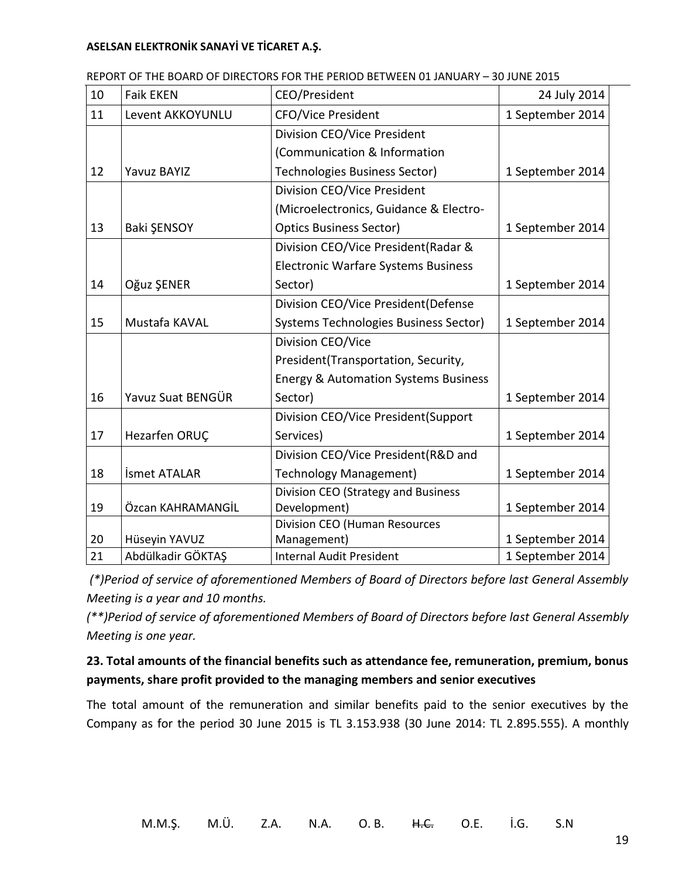| 10 | Faik EKEN | CEO/President | 24 July 2014 |
|---|---|---|---|
| 11 | Levent AKKOYUNLU | CFO/Vice President | 1 September 2014 |
| 12 | Yavuz BAYIZ | Division CEO/Vice President (Communication & Information Technologies Business Sector) | 1 September 2014 |
| 13 | Baki ŞENSOY | Division CEO/Vice President (Microelectronics, Guidance & Electro-Optics Business Sector) | 1 September 2014 |
| 14 | Oğuz ŞENER | Division CEO/Vice President(Radar & Electronic Warfare Systems Business Sector) | 1 September 2014 |
| 15 | Mustafa KAVAL | Division CEO/Vice President(Defense Systems Technologies Business Sector) | 1 September 2014 |
| 16 | Yavuz Suat BENGÜR | Division CEO/Vice President(Transportation, Security, Energy & Automation Systems Business Sector) | 1 September 2014 |
| 17 | Hezarfen ORUÇ | Division CEO/Vice President(Support Services) | 1 September 2014 |
| 18 | İsmet ATALAR | Division CEO/Vice President(R&D and Technology Management) | 1 September 2014 |
| 19 | Özcan KAHRAMANGİL | Division CEO (Strategy and Business Development) | 1 September 2014 |
| 20 | Hüseyin YAVUZ | Division CEO (Human Resources Management) | 1 September 2014 |
| 21 | Abdülkadir GÖKTAŞ | Internal Audit President | 1 September 2014 |

*(*)Period of service of aforementioned Members of Board of Directors before last General Assembly Meeting is a year and 10 months.*

*(**)Period of service of aforementioned Members of Board of Directors before last General Assembly Meeting is one year.*

**23. Total amounts of the financial benefits such as attendance fee, remuneration, premium, bonus payments, share profit provided to the managing members and senior executives**

The total amount of the remuneration and similar benefits paid to the senior executives by the Company as for the period 30 June 2015 is TL 3.153.938 (30 June 2014: TL 2.895.555). A monthly

M.M.Ş. M.Ü. Z.A. N.A. O. B. ~~H.C.~~ O.E. İ.G. S.N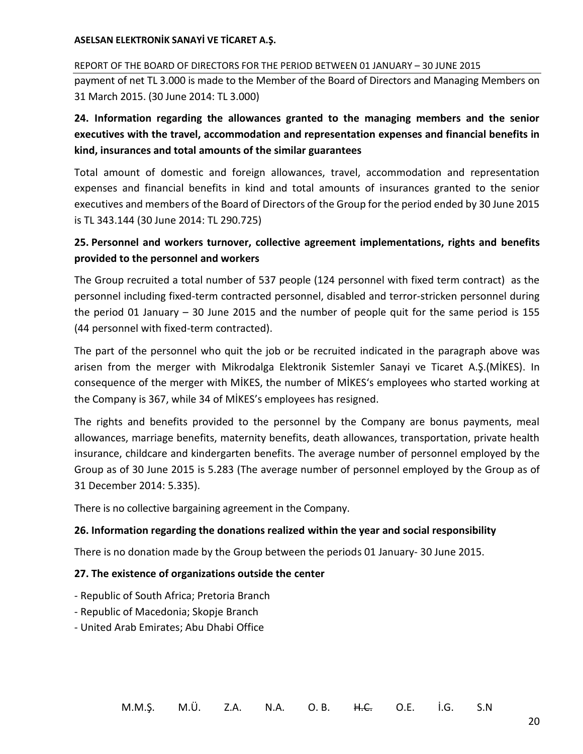payment of net TL 3.000 is made to the Member of the Board of Directors and Managing Members on 31 March 2015. (30 June 2014: TL 3.000)

## 24. Information regarding the allowances granted to the managing members and the senior executives with the travel, accommodation and representation expenses and financial benefits in kind, insurances and total amounts of the similar guarantees

Total amount of domestic and foreign allowances, travel, accommodation and representation expenses and financial benefits in kind and total amounts of insurances granted to the senior executives and members of the Board of Directors of the Group for the period ended by 30 June 2015 is TL 343.144 (30 June 2014: TL 290.725)

## 25. Personnel and workers turnover, collective agreement implementations, rights and benefits provided to the personnel and workers

The Group recruited a total number of 537 people (124 personnel with fixed term contract) as the personnel including fixed-term contracted personnel, disabled and terror-stricken personnel during the period 01 January – 30 June 2015 and the number of people quit for the same period is 155 (44 personnel with fixed-term contracted).

The part of the personnel who quit the job or be recruited indicated in the paragraph above was arisen from the merger with Mikrodalga Elektronik Sistemler Sanayi ve Ticaret A.Ş.(MİKES). In consequence of the merger with MİKES, the number of MİKES's employees who started working at the Company is 367, while 34 of MİKES's employees has resigned.

The rights and benefits provided to the personnel by the Company are bonus payments, meal allowances, marriage benefits, maternity benefits, death allowances, transportation, private health insurance, childcare and kindergarten benefits. The average number of personnel employed by the Group as of 30 June 2015 is 5.283 (The average number of personnel employed by the Group as of 31 December 2014: 5.335).

There is no collective bargaining agreement in the Company.

## 26. Information regarding the donations realized within the year and social responsibility

There is no donation made by the Group between the periods 01 January- 30 June 2015.

## 27. The existence of organizations outside the center

- Republic of South Africa; Pretoria Branch
- Republic of Macedonia; Skopje Branch
- United Arab Emirates; Abu Dhabi Office

M.M.Ş. M.Ü. Z.A. N.A. O. B. ~~H.C.~~ O.E. İ.G. S.N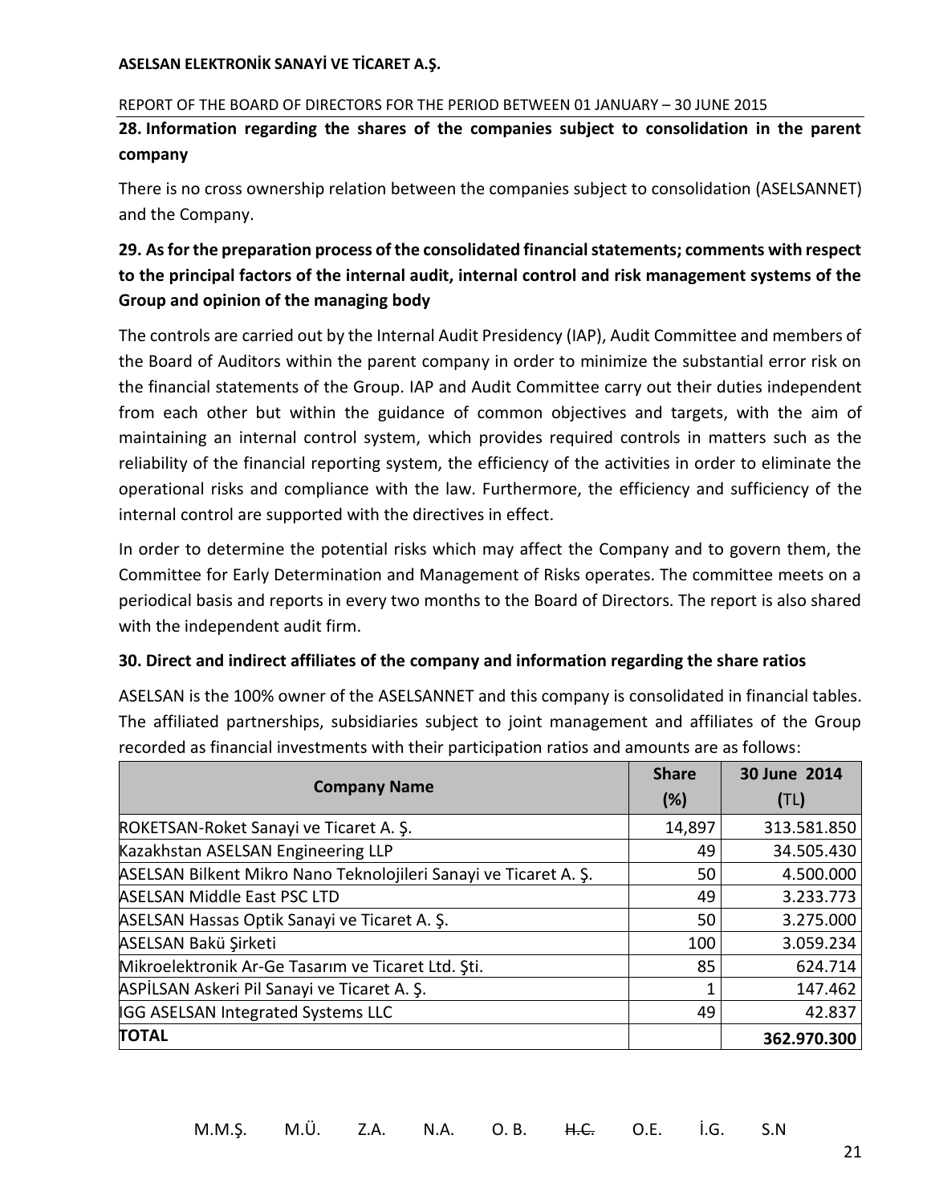## 28. Information regarding the shares of the companies subject to consolidation in the parent company

There is no cross ownership relation between the companies subject to consolidation (ASELSANNET) and the Company.

## 29. As for the preparation process of the consolidated financial statements; comments with respect to the principal factors of the internal audit, internal control and risk management systems of the Group and opinion of the managing body

The controls are carried out by the Internal Audit Presidency (IAP), Audit Committee and members of the Board of Auditors within the parent company in order to minimize the substantial error risk on the financial statements of the Group. IAP and Audit Committee carry out their duties independent from each other but within the guidance of common objectives and targets, with the aim of maintaining an internal control system, which provides required controls in matters such as the reliability of the financial reporting system, the efficiency of the activities in order to eliminate the operational risks and compliance with the law. Furthermore, the efficiency and sufficiency of the internal control are supported with the directives in effect.

In order to determine the potential risks which may affect the Company and to govern them, the Committee for Early Determination and Management of Risks operates. The committee meets on a periodical basis and reports in every two months to the Board of Directors. The report is also shared with the independent audit firm.

## 30. Direct and indirect affiliates of the company and information regarding the share ratios

ASELSAN is the 100% owner of the ASELSANNET and this company is consolidated in financial tables. The affiliated partnerships, subsidiaries subject to joint management and affiliates of the Group recorded as financial investments with their participation ratios and amounts are as follows:

| Company Name | Share (%) | 30 June 2014 (TL) |
|---|---|---|
| ROKETSAN-Roket Sanayi ve Ticaret A. Ş. | 14,897 | 313.581.850 |
| Kazakhstan ASELSAN Engineering LLP | 49 | 34.505.430 |
| ASELSAN Bilkent Mikro Nano Teknolojileri Sanayi ve Ticaret A. Ş. | 50 | 4.500.000 |
| ASELSAN Middle East PSC LTD | 49 | 3.233.773 |
| ASELSAN Hassas Optik Sanayi ve Ticaret A. Ş. | 50 | 3.275.000 |
| ASELSAN Bakü Şirketi | 100 | 3.059.234 |
| Mikroelektronik Ar-Ge Tasarım ve Ticaret Ltd. Şti. | 85 | 624.714 |
| ASPİLSAN Askeri Pil Sanayi ve Ticaret A. Ş. | 1 | 147.462 |
| IGG ASELSAN Integrated Systems LLC | 49 | 42.837 |
| **TOTAL** | | **362.970.300** |

M.M.Ş. M.Ü. Z.A. N.A. O. B. ~~H.C.~~ O.E. İ.G. S.N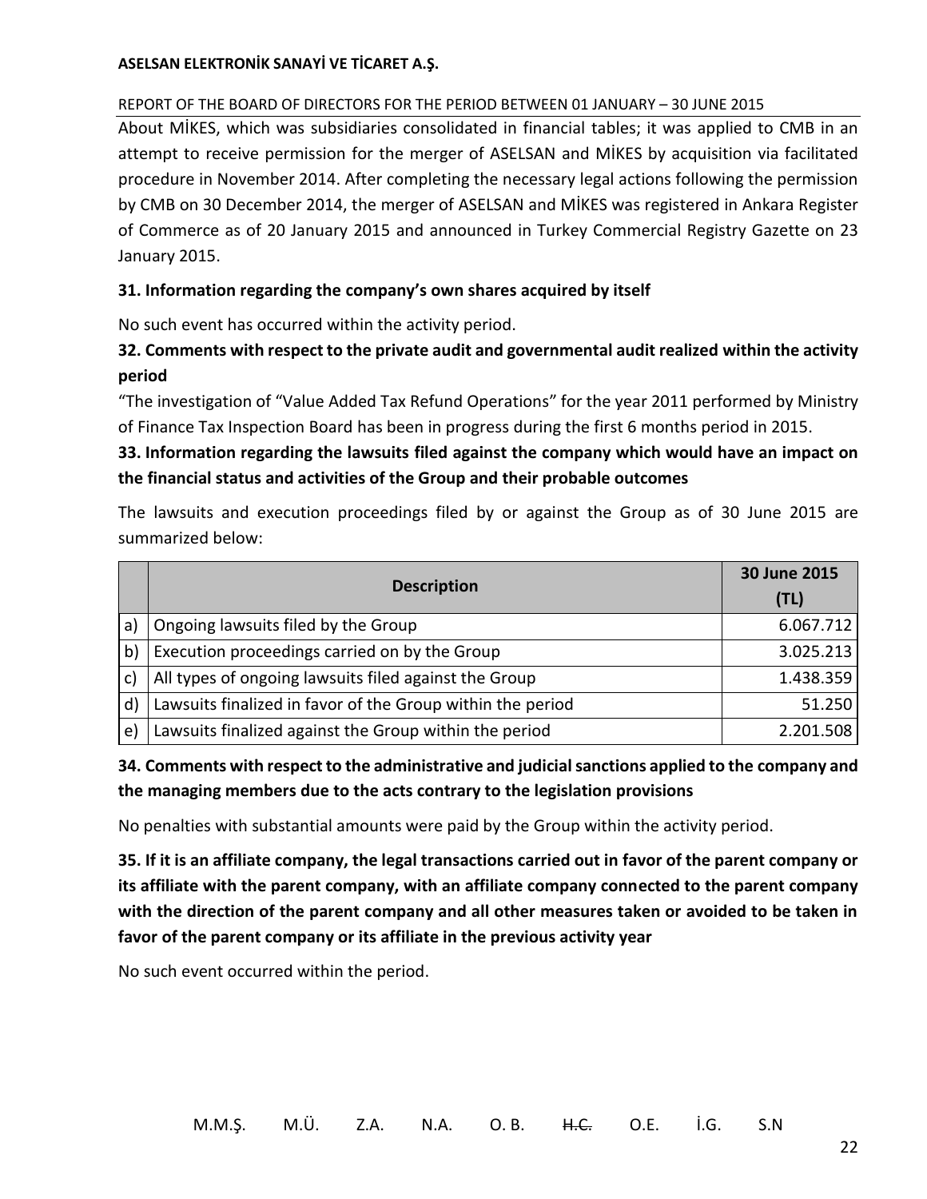About MİKES, which was subsidiaries consolidated in financial tables; it was applied to CMB in an attempt to receive permission for the merger of ASELSAN and MİKES by acquisition via facilitated procedure in November 2014. After completing the necessary legal actions following the permission by CMB on 30 December 2014, the merger of ASELSAN and MİKES was registered in Ankara Register of Commerce as of 20 January 2015 and announced in Turkey Commercial Registry Gazette on 23 January 2015.

**31. Information regarding the company's own shares acquired by itself**

No such event has occurred within the activity period.

**32. Comments with respect to the private audit and governmental audit realized within the activity period**

"The investigation of "Value Added Tax Refund Operations" for the year 2011 performed by Ministry of Finance Tax Inspection Board has been in progress during the first 6 months period in 2015.

**33. Information regarding the lawsuits filed against the company which would have an impact on the financial status and activities of the Group and their probable outcomes**

The lawsuits and execution proceedings filed by or against the Group as of 30 June 2015 are summarized below:

| | Description | 30 June 2015 (TL) |
|---|---|---|
| a) | Ongoing lawsuits filed by the Group | 6.067.712 |
| b) | Execution proceedings carried on by the Group | 3.025.213 |
| c) | All types of ongoing lawsuits filed against the Group | 1.438.359 |
| d) | Lawsuits finalized in favor of the Group within the period | 51.250 |
| e) | Lawsuits finalized against the Group within the period | 2.201.508 |

**34. Comments with respect to the administrative and judicial sanctions applied to the company and the managing members due to the acts contrary to the legislation provisions**

No penalties with substantial amounts were paid by the Group within the activity period.

**35. If it is an affiliate company, the legal transactions carried out in favor of the parent company or its affiliate with the parent company, with an affiliate company connected to the parent company with the direction of the parent company and all other measures taken or avoided to be taken in favor of the parent company or its affiliate in the previous activity year**

No such event occurred within the period.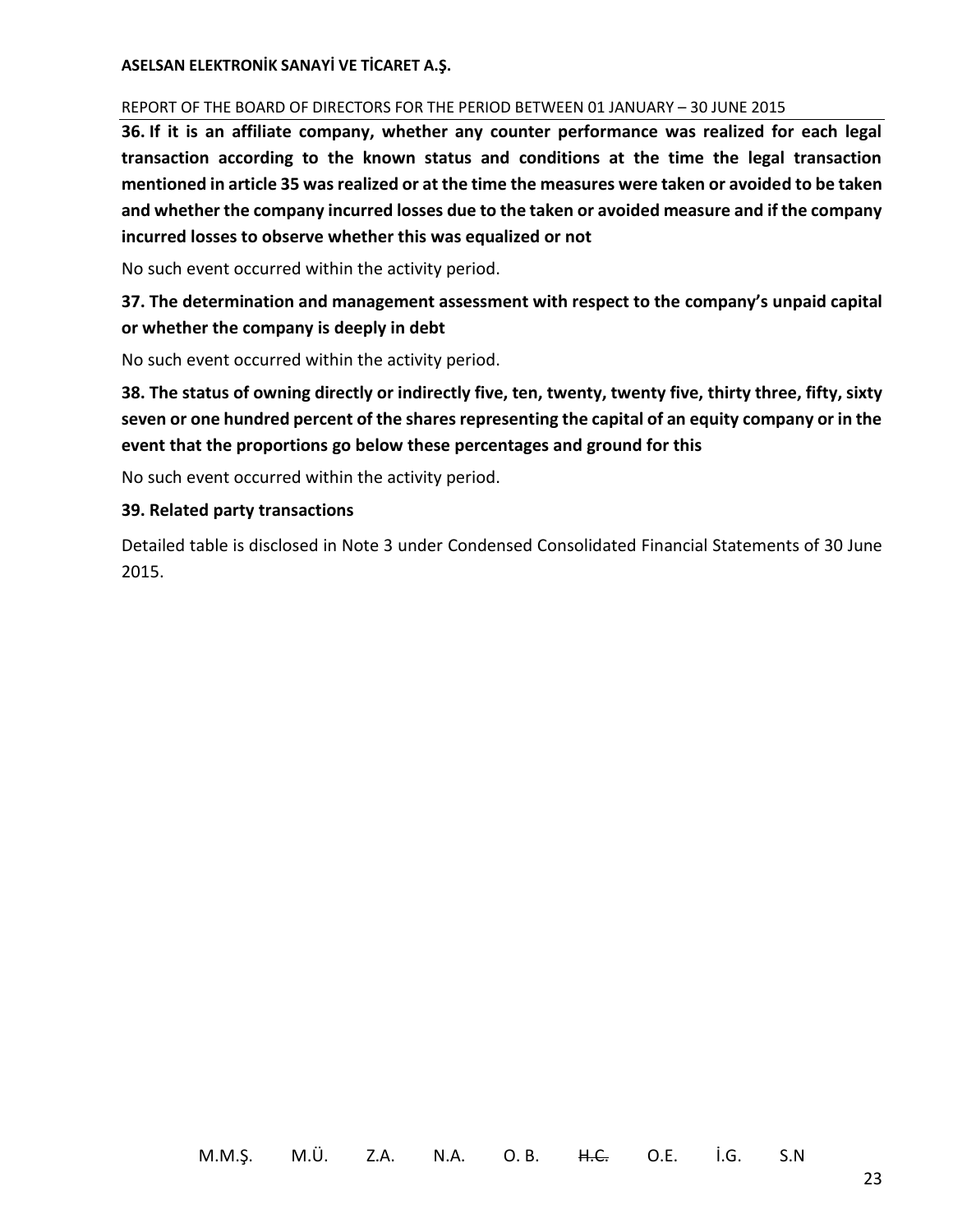**36. If it is an affiliate company, whether any counter performance was realized for each legal transaction according to the known status and conditions at the time the legal transaction mentioned in article 35 was realized or at the time the measures were taken or avoided to be taken and whether the company incurred losses due to the taken or avoided measure and if the company incurred losses to observe whether this was equalized or not**

No such event occurred within the activity period.

**37. The determination and management assessment with respect to the company's unpaid capital or whether the company is deeply in debt**

No such event occurred within the activity period.

**38. The status of owning directly or indirectly five, ten, twenty, twenty five, thirty three, fifty, sixty seven or one hundred percent of the shares representing the capital of an equity company or in the event that the proportions go below these percentages and ground for this**

No such event occurred within the activity period.

**39. Related party transactions**

Detailed table is disclosed in Note 3 under Condensed Consolidated Financial Statements of 30 June 2015.

M.M.Ş. M.Ü. Z.A. N.A. O. B. ~~H.C.~~ O.E. İ.G. S.N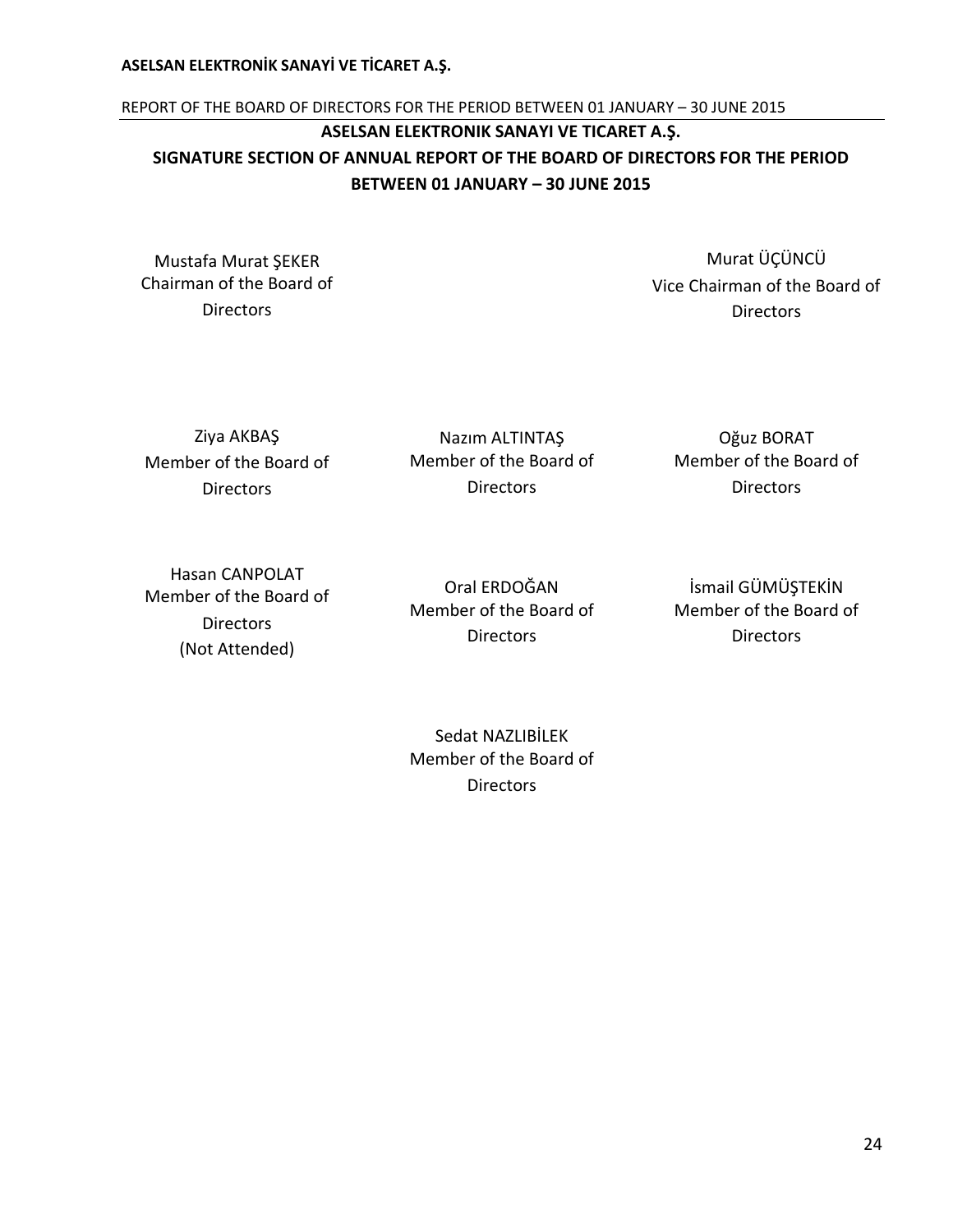## ASELSAN ELEKTRONIK SANAYI VE TICARET A.Ş.
## SIGNATURE SECTION OF ANNUAL REPORT OF THE BOARD OF DIRECTORS FOR THE PERIOD BETWEEN 01 JANUARY – 30 JUNE 2015

Mustafa Murat ŞEKER
Chairman of the Board of Directors

Murat ÜÇÜNCÜ
Vice Chairman of the Board of Directors

Ziya AKBAŞ
Member of the Board of Directors

Nazım ALTINTAŞ
Member of the Board of Directors

Oğuz BORAT
Member of the Board of Directors

Hasan CANPOLAT
Member of the Board of Directors
(Not Attended)

Oral ERDOĞAN
Member of the Board of Directors

İsmail GÜMÜŞTEKİN
Member of the Board of Directors

Sedat NAZLIBİLEK
Member of the Board of Directors